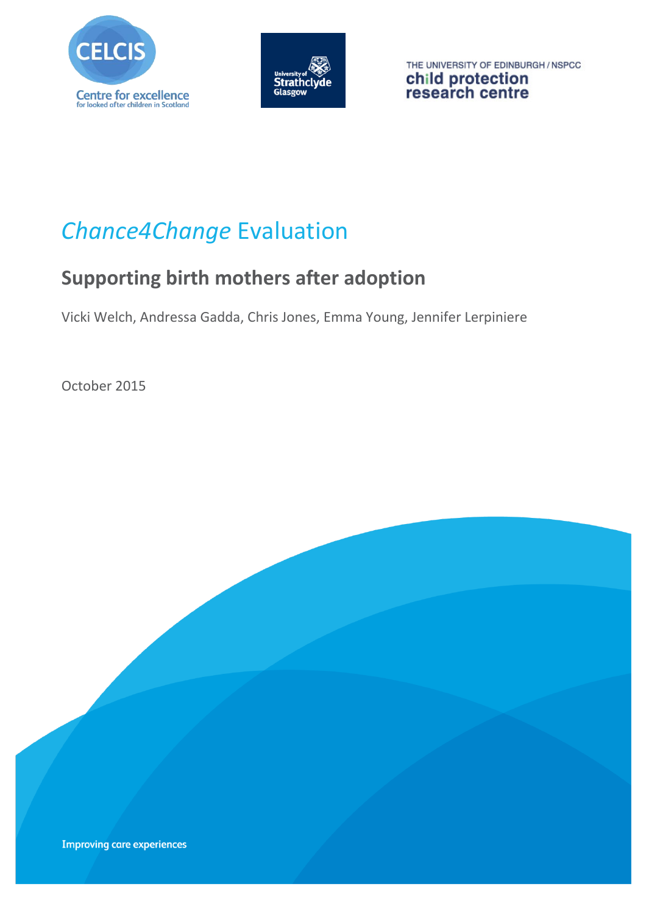CELCIS

Centre for excellence for looked after children in Scotland

University of Strathclyde Glasgow

THE UNIVERSITY OF EDINBURGH / NSPCC child protection research centre

# *Chance4Change* Evaluation

## Supporting birth mothers after adoption

Vicki Welch, Andressa Gadda, Chris Jones, Emma Young, Jennifer Lerpiniere

October 2015

Improving care experiences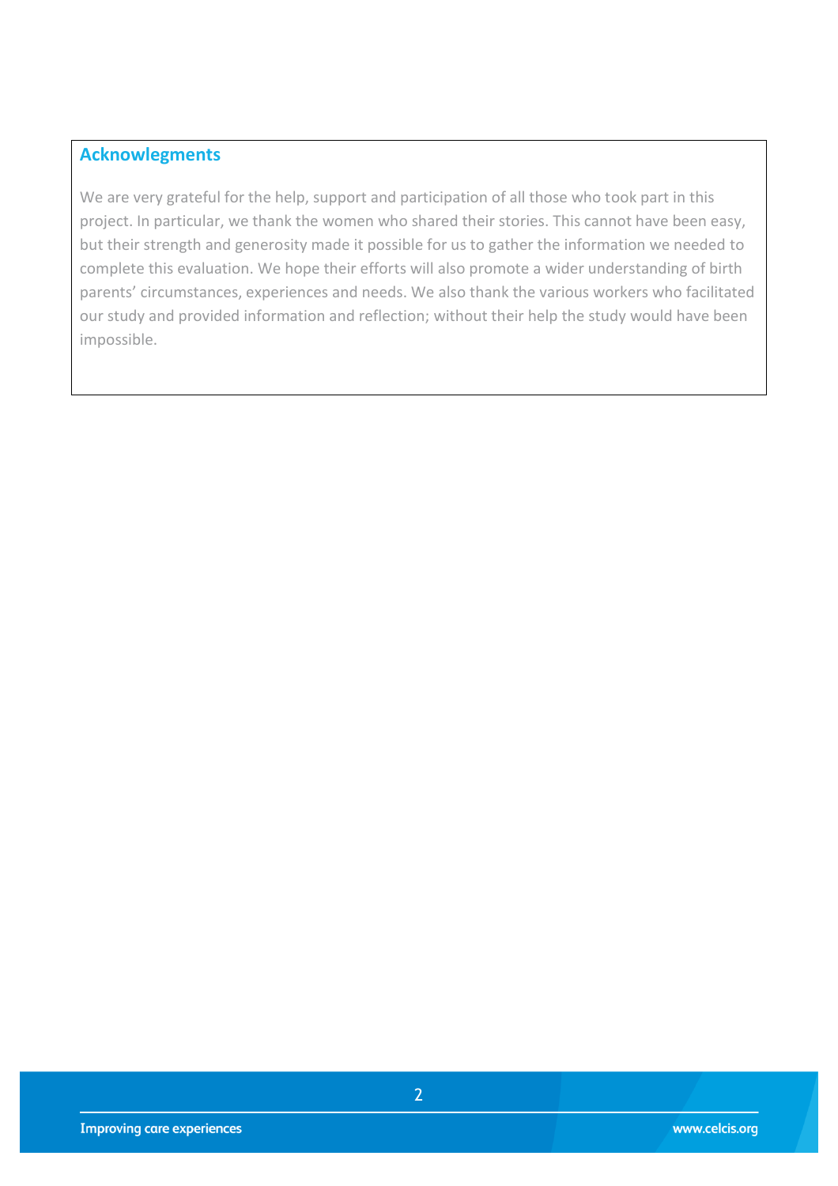## Acknowlegments

We are very grateful for the help, support and participation of all those who took part in this project. In particular, we thank the women who shared their stories. This cannot have been easy, but their strength and generosity made it possible for us to gather the information we needed to complete this evaluation. We hope their efforts will also promote a wider understanding of birth parents' circumstances, experiences and needs. We also thank the various workers who facilitated our study and provided information and reflection; without their help the study would have been impossible.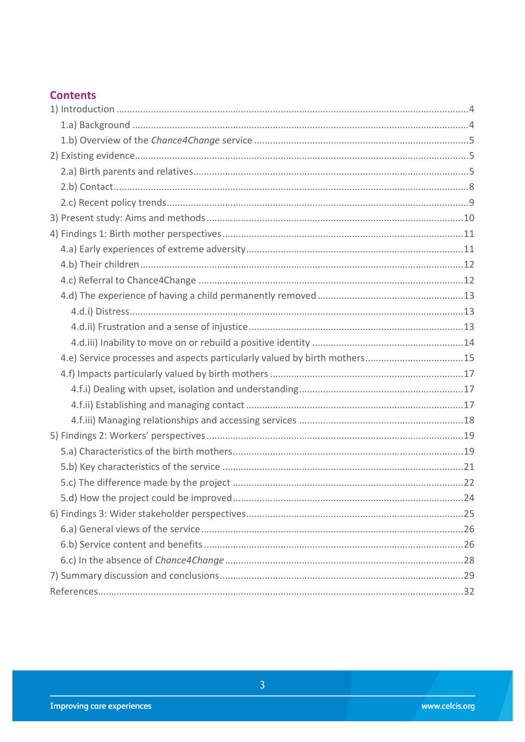## Contents

1) Introduction ....................................................................................................................................4
   1.a) Background ................................................................................................................................4
   1.b) Overview of the *Chance4Change* service ...............................................................................5
2) Existing evidence.............................................................................................................................5
   2.a) Birth parents and relatives........................................................................................................5
   2.b) Contact......................................................................................................................................8
   2.c) Recent policy trends..................................................................................................................9
3) Present study: Aims and methods .................................................................................................10
4) Findings 1: Birth mother perspectives ...........................................................................................11
   4.a) Early experiences of extreme adversity..................................................................................11
   4.b) Their children ..........................................................................................................................12
   4.c) Referral to Chance4Change ....................................................................................................12
   4.d) The experience of having a child permanently removed .......................................................13
      4.d.i) Distress.............................................................................................................................13
      4.d.ii) Frustration and a sense of injustice ................................................................................13
      4.d.iii) Inability to move on or rebuild a positive identity .........................................................14
   4.e) Service processes and aspects particularly valued by birth mothers.....................................15
   4.f) Impacts particularly valued by birth mothers .........................................................................17
      4.f.i) Dealing with upset, isolation and understanding.............................................................17
      4.f.ii) Establishing and managing contact .................................................................................17
      4.f.iii) Managing relationships and accessing services ..............................................................18
5) Findings 2: Workers' perspectives .................................................................................................19
   5.a) Characteristics of the birth mothers.......................................................................................19
   5.b) Key characteristics of the service ...........................................................................................21
   5.c) The difference made by the project .......................................................................................22
   5.d) How the project could be improved.......................................................................................24
6) Findings 3: Wider stakeholder perspectives..................................................................................25
   6.a) General views of the service...................................................................................................26
   6.b) Service content and benefits..................................................................................................26
   6.c) In the absence of *Chance4Change* .........................................................................................28
7) Summary discussion and conclusions............................................................................................29
References..........................................................................................................................................32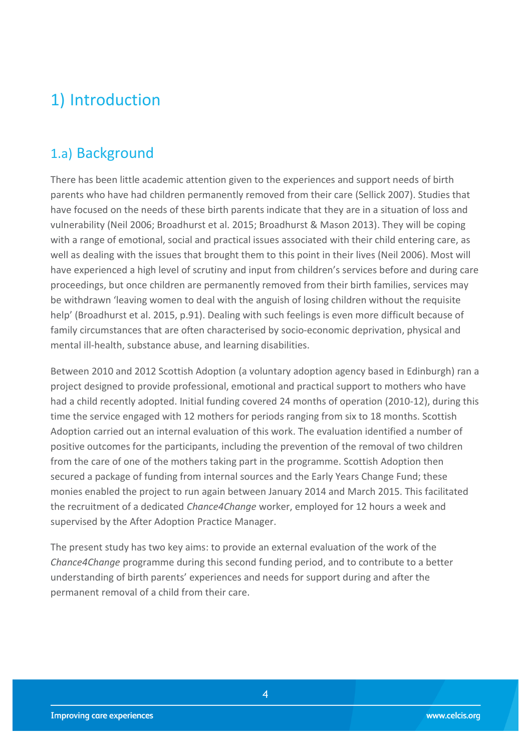# 1) Introduction

## 1.a) Background

There has been little academic attention given to the experiences and support needs of birth parents who have had children permanently removed from their care (Sellick 2007). Studies that have focused on the needs of these birth parents indicate that they are in a situation of loss and vulnerability (Neil 2006; Broadhurst et al. 2015; Broadhurst & Mason 2013). They will be coping with a range of emotional, social and practical issues associated with their child entering care, as well as dealing with the issues that brought them to this point in their lives (Neil 2006). Most will have experienced a high level of scrutiny and input from children's services before and during care proceedings, but once children are permanently removed from their birth families, services may be withdrawn 'leaving women to deal with the anguish of losing children without the requisite help' (Broadhurst et al. 2015, p.91). Dealing with such feelings is even more difficult because of family circumstances that are often characterised by socio-economic deprivation, physical and mental ill-health, substance abuse, and learning disabilities.

Between 2010 and 2012 Scottish Adoption (a voluntary adoption agency based in Edinburgh) ran a project designed to provide professional, emotional and practical support to mothers who have had a child recently adopted. Initial funding covered 24 months of operation (2010-12), during this time the service engaged with 12 mothers for periods ranging from six to 18 months. Scottish Adoption carried out an internal evaluation of this work. The evaluation identified a number of positive outcomes for the participants, including the prevention of the removal of two children from the care of one of the mothers taking part in the programme. Scottish Adoption then secured a package of funding from internal sources and the Early Years Change Fund; these monies enabled the project to run again between January 2014 and March 2015. This facilitated the recruitment of a dedicated *Chance4Change* worker, employed for 12 hours a week and supervised by the After Adoption Practice Manager.

The present study has two key aims: to provide an external evaluation of the work of the *Chance4Change* programme during this second funding period, and to contribute to a better understanding of birth parents' experiences and needs for support during and after the permanent removal of a child from their care.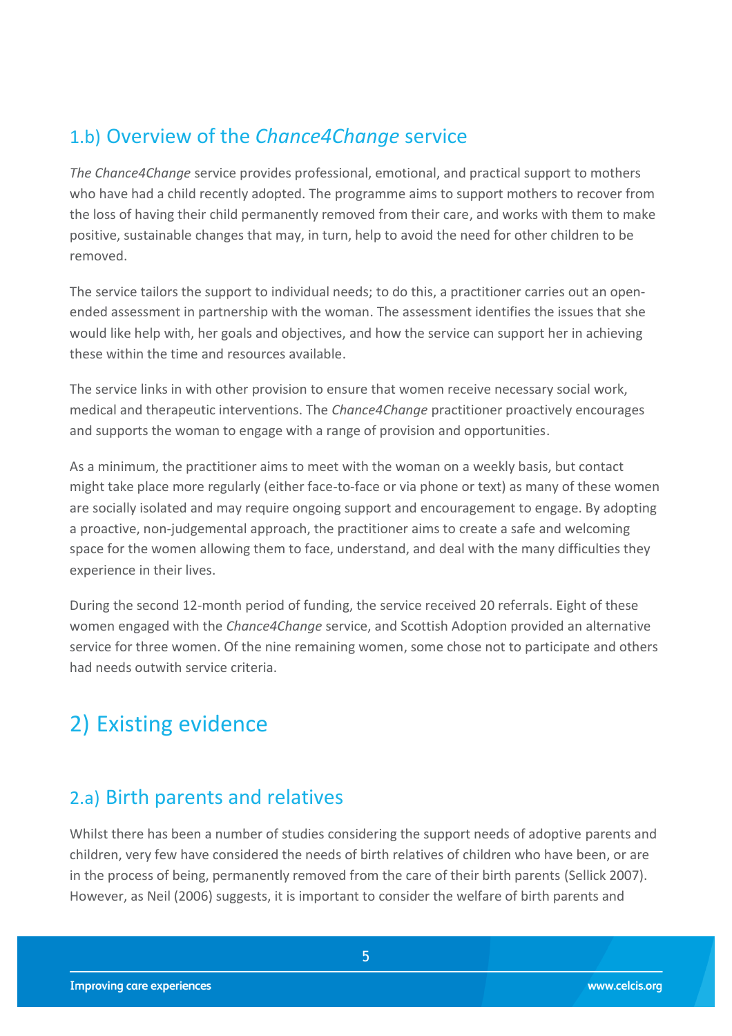## 1.b) Overview of the *Chance4Change* service

*The Chance4Change* service provides professional, emotional, and practical support to mothers who have had a child recently adopted. The programme aims to support mothers to recover from the loss of having their child permanently removed from their care, and works with them to make positive, sustainable changes that may, in turn, help to avoid the need for other children to be removed.

The service tailors the support to individual needs; to do this, a practitioner carries out an open-ended assessment in partnership with the woman. The assessment identifies the issues that she would like help with, her goals and objectives, and how the service can support her in achieving these within the time and resources available.

The service links in with other provision to ensure that women receive necessary social work, medical and therapeutic interventions. The *Chance4Change* practitioner proactively encourages and supports the woman to engage with a range of provision and opportunities.

As a minimum, the practitioner aims to meet with the woman on a weekly basis, but contact might take place more regularly (either face-to-face or via phone or text) as many of these women are socially isolated and may require ongoing support and encouragement to engage. By adopting a proactive, non-judgemental approach, the practitioner aims to create a safe and welcoming space for the women allowing them to face, understand, and deal with the many difficulties they experience in their lives.

During the second 12-month period of funding, the service received 20 referrals. Eight of these women engaged with the *Chance4Change* service, and Scottish Adoption provided an alternative service for three women. Of the nine remaining women, some chose not to participate and others had needs outwith service criteria.

# 2) Existing evidence

## 2.a) Birth parents and relatives

Whilst there has been a number of studies considering the support needs of adoptive parents and children, very few have considered the needs of birth relatives of children who have been, or are in the process of being, permanently removed from the care of their birth parents (Sellick 2007). However, as Neil (2006) suggests, it is important to consider the welfare of birth parents and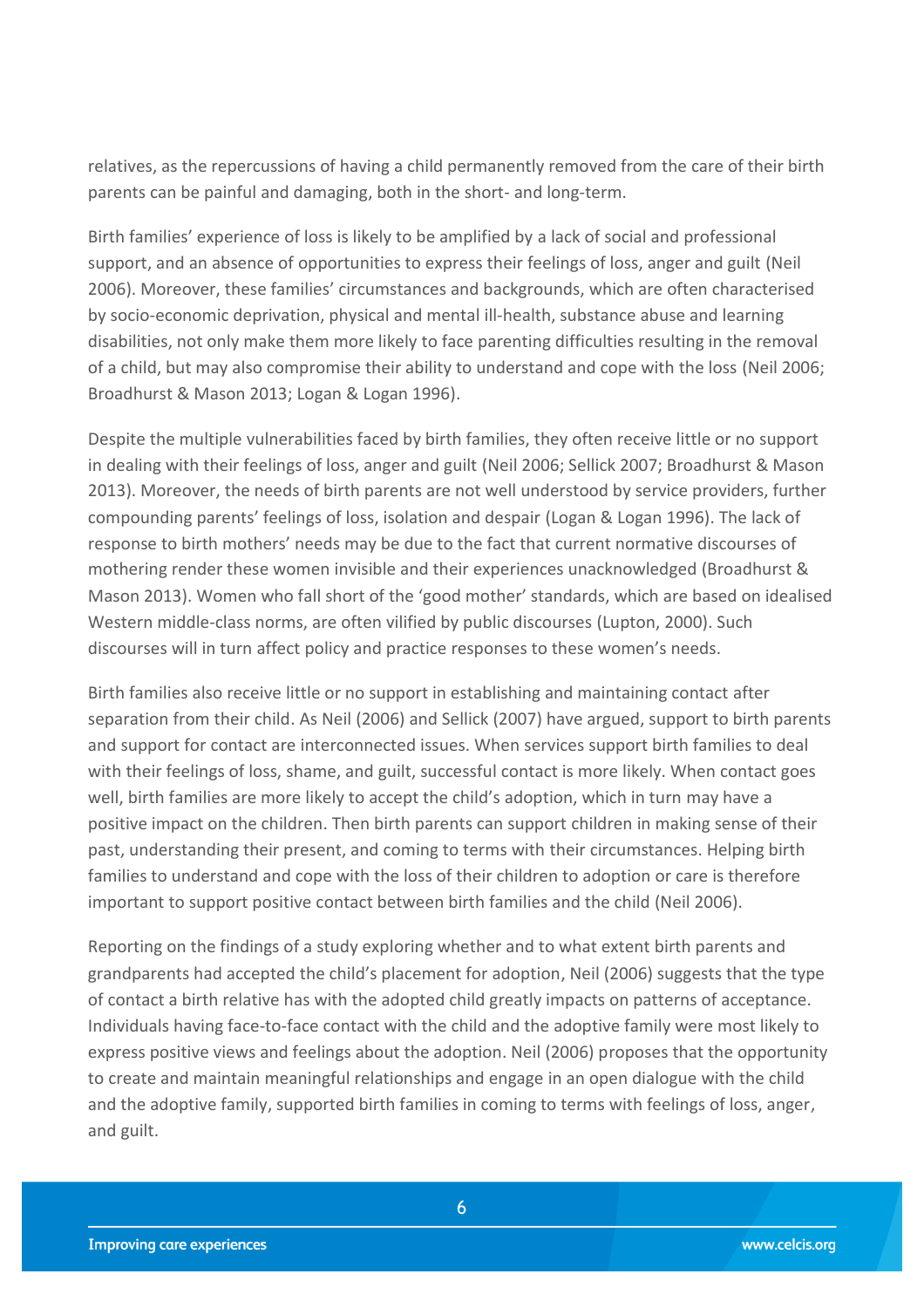relatives, as the repercussions of having a child permanently removed from the care of their birth parents can be painful and damaging, both in the short- and long-term.

Birth families' experience of loss is likely to be amplified by a lack of social and professional support, and an absence of opportunities to express their feelings of loss, anger and guilt (Neil 2006). Moreover, these families' circumstances and backgrounds, which are often characterised by socio-economic deprivation, physical and mental ill-health, substance abuse and learning disabilities, not only make them more likely to face parenting difficulties resulting in the removal of a child, but may also compromise their ability to understand and cope with the loss (Neil 2006; Broadhurst & Mason 2013; Logan & Logan 1996).

Despite the multiple vulnerabilities faced by birth families, they often receive little or no support in dealing with their feelings of loss, anger and guilt (Neil 2006; Sellick 2007; Broadhurst & Mason 2013). Moreover, the needs of birth parents are not well understood by service providers, further compounding parents' feelings of loss, isolation and despair (Logan & Logan 1996). The lack of response to birth mothers' needs may be due to the fact that current normative discourses of mothering render these women invisible and their experiences unacknowledged (Broadhurst & Mason 2013). Women who fall short of the 'good mother' standards, which are based on idealised Western middle-class norms, are often vilified by public discourses (Lupton, 2000). Such discourses will in turn affect policy and practice responses to these women's needs.

Birth families also receive little or no support in establishing and maintaining contact after separation from their child. As Neil (2006) and Sellick (2007) have argued, support to birth parents and support for contact are interconnected issues. When services support birth families to deal with their feelings of loss, shame, and guilt, successful contact is more likely. When contact goes well, birth families are more likely to accept the child's adoption, which in turn may have a positive impact on the children. Then birth parents can support children in making sense of their past, understanding their present, and coming to terms with their circumstances. Helping birth families to understand and cope with the loss of their children to adoption or care is therefore important to support positive contact between birth families and the child (Neil 2006).

Reporting on the findings of a study exploring whether and to what extent birth parents and grandparents had accepted the child's placement for adoption, Neil (2006) suggests that the type of contact a birth relative has with the adopted child greatly impacts on patterns of acceptance. Individuals having face-to-face contact with the child and the adoptive family were most likely to express positive views and feelings about the adoption. Neil (2006) proposes that the opportunity to create and maintain meaningful relationships and engage in an open dialogue with the child and the adoptive family, supported birth families in coming to terms with feelings of loss, anger, and guilt.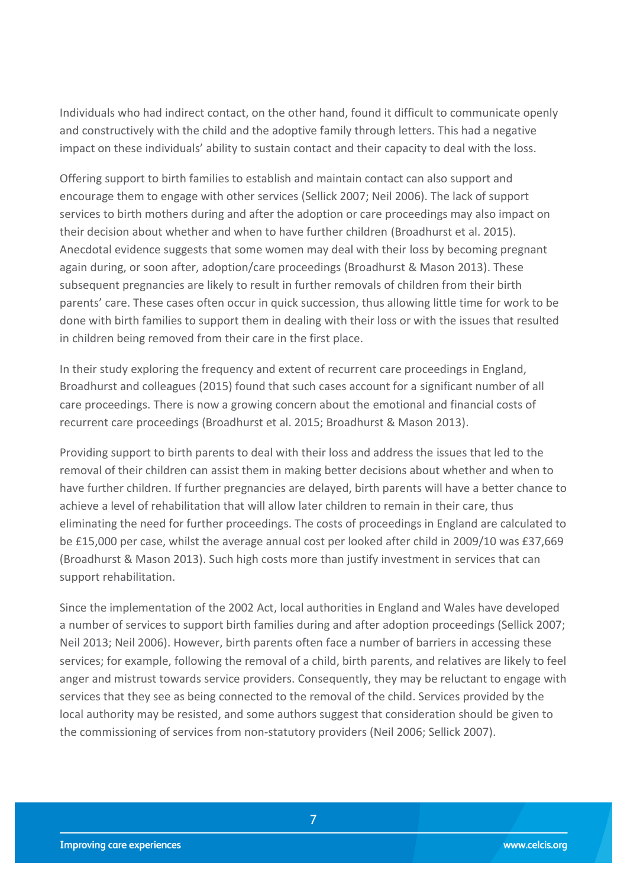Individuals who had indirect contact, on the other hand, found it difficult to communicate openly and constructively with the child and the adoptive family through letters. This had a negative impact on these individuals' ability to sustain contact and their capacity to deal with the loss.

Offering support to birth families to establish and maintain contact can also support and encourage them to engage with other services (Sellick 2007; Neil 2006). The lack of support services to birth mothers during and after the adoption or care proceedings may also impact on their decision about whether and when to have further children (Broadhurst et al. 2015). Anecdotal evidence suggests that some women may deal with their loss by becoming pregnant again during, or soon after, adoption/care proceedings (Broadhurst & Mason 2013). These subsequent pregnancies are likely to result in further removals of children from their birth parents' care. These cases often occur in quick succession, thus allowing little time for work to be done with birth families to support them in dealing with their loss or with the issues that resulted in children being removed from their care in the first place.

In their study exploring the frequency and extent of recurrent care proceedings in England, Broadhurst and colleagues (2015) found that such cases account for a significant number of all care proceedings. There is now a growing concern about the emotional and financial costs of recurrent care proceedings (Broadhurst et al. 2015; Broadhurst & Mason 2013).

Providing support to birth parents to deal with their loss and address the issues that led to the removal of their children can assist them in making better decisions about whether and when to have further children. If further pregnancies are delayed, birth parents will have a better chance to achieve a level of rehabilitation that will allow later children to remain in their care, thus eliminating the need for further proceedings. The costs of proceedings in England are calculated to be £15,000 per case, whilst the average annual cost per looked after child in 2009/10 was £37,669 (Broadhurst & Mason 2013). Such high costs more than justify investment in services that can support rehabilitation.

Since the implementation of the 2002 Act, local authorities in England and Wales have developed a number of services to support birth families during and after adoption proceedings (Sellick 2007; Neil 2013; Neil 2006). However, birth parents often face a number of barriers in accessing these services; for example, following the removal of a child, birth parents, and relatives are likely to feel anger and mistrust towards service providers. Consequently, they may be reluctant to engage with services that they see as being connected to the removal of the child. Services provided by the local authority may be resisted, and some authors suggest that consideration should be given to the commissioning of services from non-statutory providers (Neil 2006; Sellick 2007).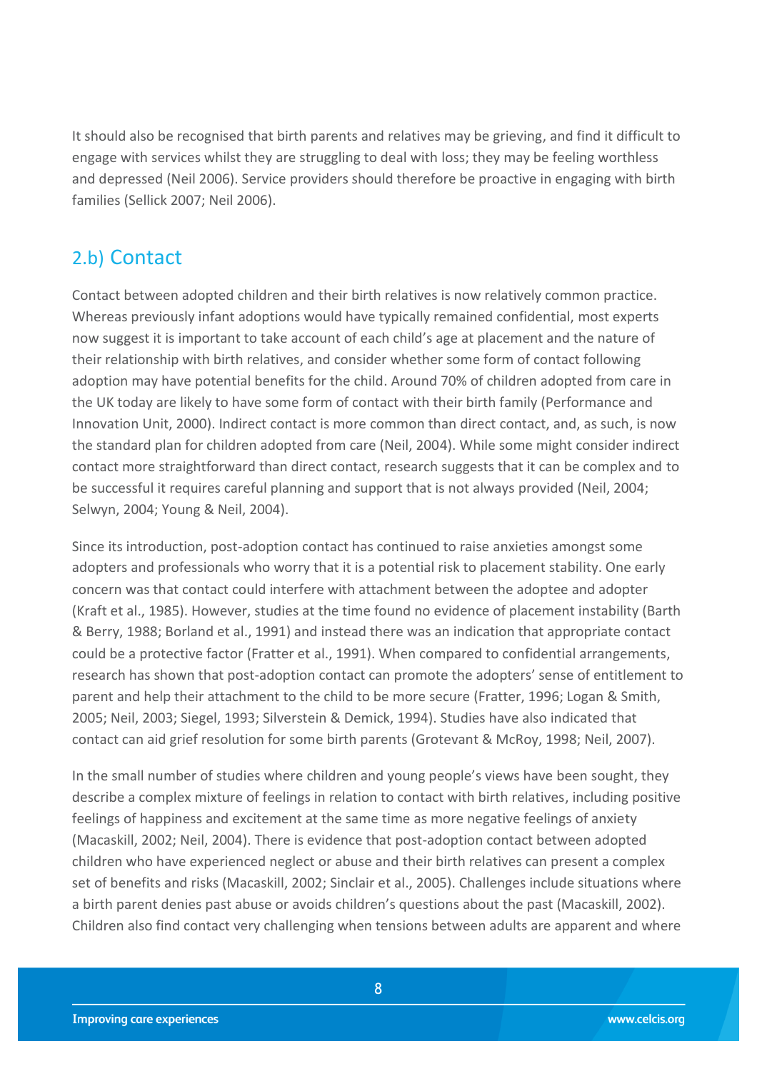It should also be recognised that birth parents and relatives may be grieving, and find it difficult to engage with services whilst they are struggling to deal with loss; they may be feeling worthless and depressed (Neil 2006). Service providers should therefore be proactive in engaging with birth families (Sellick 2007; Neil 2006).

## 2.b) Contact

Contact between adopted children and their birth relatives is now relatively common practice. Whereas previously infant adoptions would have typically remained confidential, most experts now suggest it is important to take account of each child's age at placement and the nature of their relationship with birth relatives, and consider whether some form of contact following adoption may have potential benefits for the child. Around 70% of children adopted from care in the UK today are likely to have some form of contact with their birth family (Performance and Innovation Unit, 2000). Indirect contact is more common than direct contact, and, as such, is now the standard plan for children adopted from care (Neil, 2004). While some might consider indirect contact more straightforward than direct contact, research suggests that it can be complex and to be successful it requires careful planning and support that is not always provided (Neil, 2004; Selwyn, 2004; Young & Neil, 2004).

Since its introduction, post-adoption contact has continued to raise anxieties amongst some adopters and professionals who worry that it is a potential risk to placement stability. One early concern was that contact could interfere with attachment between the adoptee and adopter (Kraft et al., 1985). However, studies at the time found no evidence of placement instability (Barth & Berry, 1988; Borland et al., 1991) and instead there was an indication that appropriate contact could be a protective factor (Fratter et al., 1991). When compared to confidential arrangements, research has shown that post-adoption contact can promote the adopters' sense of entitlement to parent and help their attachment to the child to be more secure (Fratter, 1996; Logan & Smith, 2005; Neil, 2003; Siegel, 1993; Silverstein & Demick, 1994). Studies have also indicated that contact can aid grief resolution for some birth parents (Grotevant & McRoy, 1998; Neil, 2007).

In the small number of studies where children and young people's views have been sought, they describe a complex mixture of feelings in relation to contact with birth relatives, including positive feelings of happiness and excitement at the same time as more negative feelings of anxiety (Macaskill, 2002; Neil, 2004). There is evidence that post-adoption contact between adopted children who have experienced neglect or abuse and their birth relatives can present a complex set of benefits and risks (Macaskill, 2002; Sinclair et al., 2005). Challenges include situations where a birth parent denies past abuse or avoids children's questions about the past (Macaskill, 2002). Children also find contact very challenging when tensions between adults are apparent and where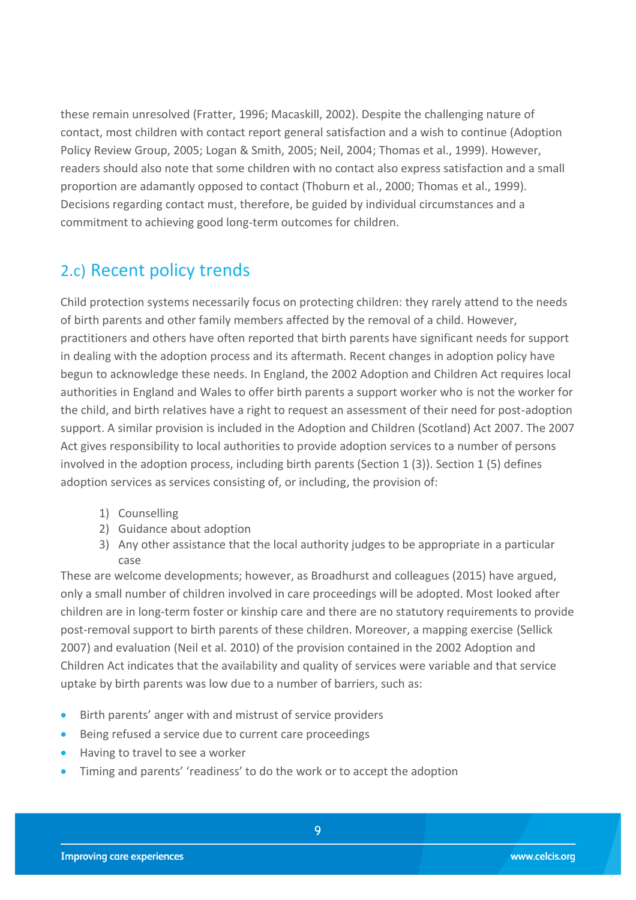these remain unresolved (Fratter, 1996; Macaskill, 2002). Despite the challenging nature of contact, most children with contact report general satisfaction and a wish to continue (Adoption Policy Review Group, 2005; Logan & Smith, 2005; Neil, 2004; Thomas et al., 1999). However, readers should also note that some children with no contact also express satisfaction and a small proportion are adamantly opposed to contact (Thoburn et al., 2000; Thomas et al., 1999). Decisions regarding contact must, therefore, be guided by individual circumstances and a commitment to achieving good long-term outcomes for children.

## 2.c) Recent policy trends

Child protection systems necessarily focus on protecting children: they rarely attend to the needs of birth parents and other family members affected by the removal of a child. However, practitioners and others have often reported that birth parents have significant needs for support in dealing with the adoption process and its aftermath. Recent changes in adoption policy have begun to acknowledge these needs. In England, the 2002 Adoption and Children Act requires local authorities in England and Wales to offer birth parents a support worker who is not the worker for the child, and birth relatives have a right to request an assessment of their need for post-adoption support. A similar provision is included in the Adoption and Children (Scotland) Act 2007. The 2007 Act gives responsibility to local authorities to provide adoption services to a number of persons involved in the adoption process, including birth parents (Section 1 (3)). Section 1 (5) defines adoption services as services consisting of, or including, the provision of:

1) Counselling
2) Guidance about adoption
3) Any other assistance that the local authority judges to be appropriate in a particular case

These are welcome developments; however, as Broadhurst and colleagues (2015) have argued, only a small number of children involved in care proceedings will be adopted. Most looked after children are in long-term foster or kinship care and there are no statutory requirements to provide post-removal support to birth parents of these children. Moreover, a mapping exercise (Sellick 2007) and evaluation (Neil et al. 2010) of the provision contained in the 2002 Adoption and Children Act indicates that the availability and quality of services were variable and that service uptake by birth parents was low due to a number of barriers, such as:

- Birth parents' anger with and mistrust of service providers
- Being refused a service due to current care proceedings
- Having to travel to see a worker
- Timing and parents' 'readiness' to do the work or to accept the adoption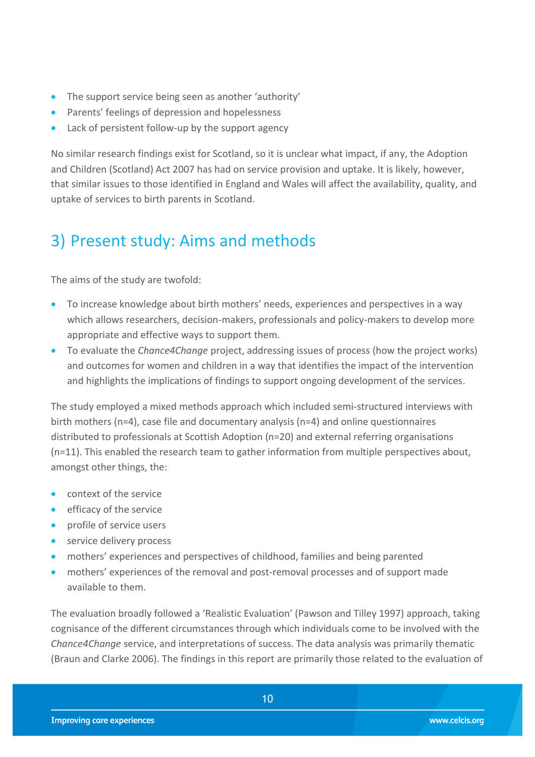- The support service being seen as another 'authority'
- Parents' feelings of depression and hopelessness
- Lack of persistent follow-up by the support agency

No similar research findings exist for Scotland, so it is unclear what impact, if any, the Adoption and Children (Scotland) Act 2007 has had on service provision and uptake. It is likely, however, that similar issues to those identified in England and Wales will affect the availability, quality, and uptake of services to birth parents in Scotland.

## 3) Present study: Aims and methods

The aims of the study are twofold:

- To increase knowledge about birth mothers' needs, experiences and perspectives in a way which allows researchers, decision-makers, professionals and policy-makers to develop more appropriate and effective ways to support them.
- To evaluate the *Chance4Change* project, addressing issues of process (how the project works) and outcomes for women and children in a way that identifies the impact of the intervention and highlights the implications of findings to support ongoing development of the services.

The study employed a mixed methods approach which included semi-structured interviews with birth mothers (n=4), case file and documentary analysis (n=4) and online questionnaires distributed to professionals at Scottish Adoption (n=20) and external referring organisations (n=11). This enabled the research team to gather information from multiple perspectives about, amongst other things, the:

- context of the service
- efficacy of the service
- profile of service users
- service delivery process
- mothers' experiences and perspectives of childhood, families and being parented
- mothers' experiences of the removal and post-removal processes and of support made available to them.

The evaluation broadly followed a 'Realistic Evaluation' (Pawson and Tilley 1997) approach, taking cognisance of the different circumstances through which individuals come to be involved with the *Chance4Change* service, and interpretations of success. The data analysis was primarily thematic (Braun and Clarke 2006). The findings in this report are primarily those related to the evaluation of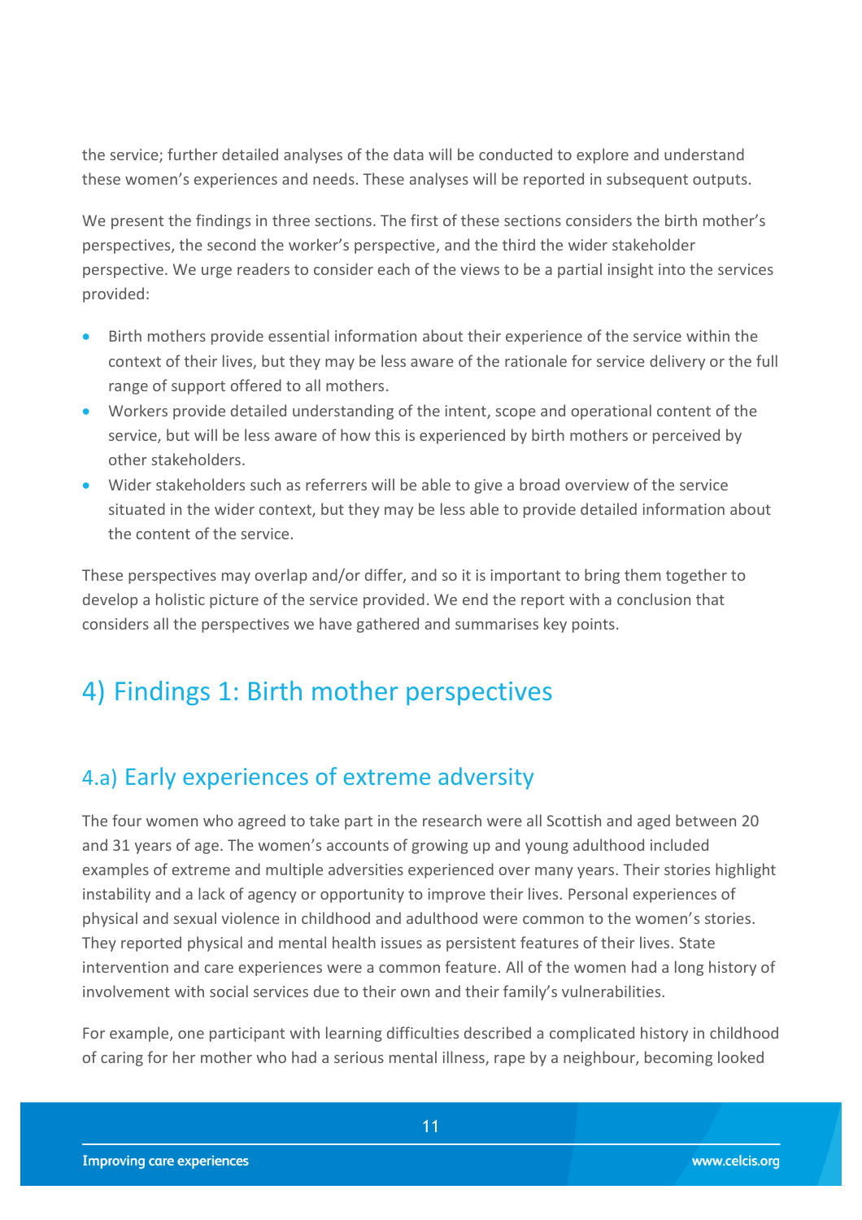the service; further detailed analyses of the data will be conducted to explore and understand these women's experiences and needs. These analyses will be reported in subsequent outputs.

We present the findings in three sections. The first of these sections considers the birth mother's perspectives, the second the worker's perspective, and the third the wider stakeholder perspective. We urge readers to consider each of the views to be a partial insight into the services provided:

- Birth mothers provide essential information about their experience of the service within the context of their lives, but they may be less aware of the rationale for service delivery or the full range of support offered to all mothers.
- Workers provide detailed understanding of the intent, scope and operational content of the service, but will be less aware of how this is experienced by birth mothers or perceived by other stakeholders.
- Wider stakeholders such as referrers will be able to give a broad overview of the service situated in the wider context, but they may be less able to provide detailed information about the content of the service.

These perspectives may overlap and/or differ, and so it is important to bring them together to develop a holistic picture of the service provided. We end the report with a conclusion that considers all the perspectives we have gathered and summarises key points.

# 4) Findings 1: Birth mother perspectives

## 4.a) Early experiences of extreme adversity

The four women who agreed to take part in the research were all Scottish and aged between 20 and 31 years of age. The women's accounts of growing up and young adulthood included examples of extreme and multiple adversities experienced over many years. Their stories highlight instability and a lack of agency or opportunity to improve their lives. Personal experiences of physical and sexual violence in childhood and adulthood were common to the women's stories. They reported physical and mental health issues as persistent features of their lives. State intervention and care experiences were a common feature. All of the women had a long history of involvement with social services due to their own and their family's vulnerabilities.

For example, one participant with learning difficulties described a complicated history in childhood of caring for her mother who had a serious mental illness, rape by a neighbour, becoming looked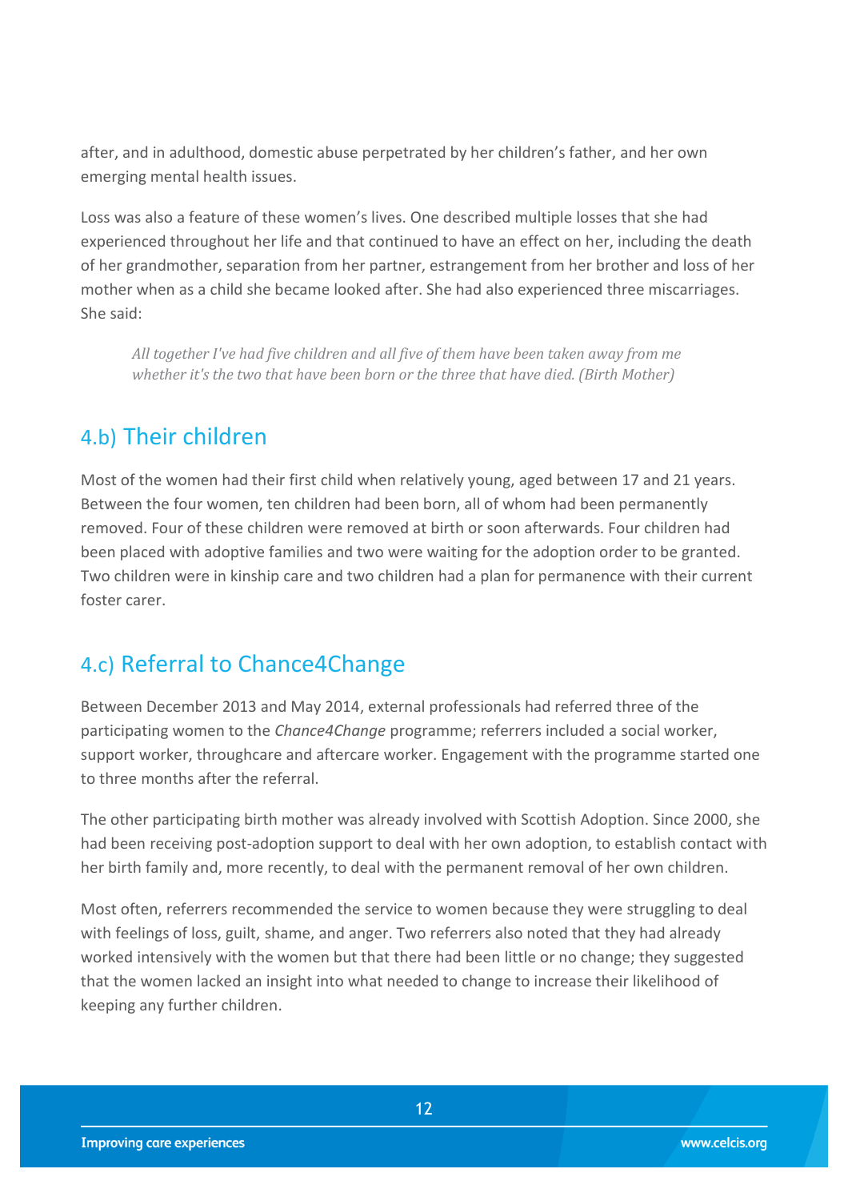after, and in adulthood, domestic abuse perpetrated by her children's father, and her own emerging mental health issues.

Loss was also a feature of these women's lives. One described multiple losses that she had experienced throughout her life and that continued to have an effect on her, including the death of her grandmother, separation from her partner, estrangement from her brother and loss of her mother when as a child she became looked after. She had also experienced three miscarriages. She said:

> *All together I've had five children and all five of them have been taken away from me whether it's the two that have been born or the three that have died. (Birth Mother)*

## 4.b) Their children

Most of the women had their first child when relatively young, aged between 17 and 21 years. Between the four women, ten children had been born, all of whom had been permanently removed. Four of these children were removed at birth or soon afterwards. Four children had been placed with adoptive families and two were waiting for the adoption order to be granted. Two children were in kinship care and two children had a plan for permanence with their current foster carer.

## 4.c) Referral to Chance4Change

Between December 2013 and May 2014, external professionals had referred three of the participating women to the *Chance4Change* programme; referrers included a social worker, support worker, throughcare and aftercare worker. Engagement with the programme started one to three months after the referral.

The other participating birth mother was already involved with Scottish Adoption. Since 2000, she had been receiving post-adoption support to deal with her own adoption, to establish contact with her birth family and, more recently, to deal with the permanent removal of her own children.

Most often, referrers recommended the service to women because they were struggling to deal with feelings of loss, guilt, shame, and anger. Two referrers also noted that they had already worked intensively with the women but that there had been little or no change; they suggested that the women lacked an insight into what needed to change to increase their likelihood of keeping any further children.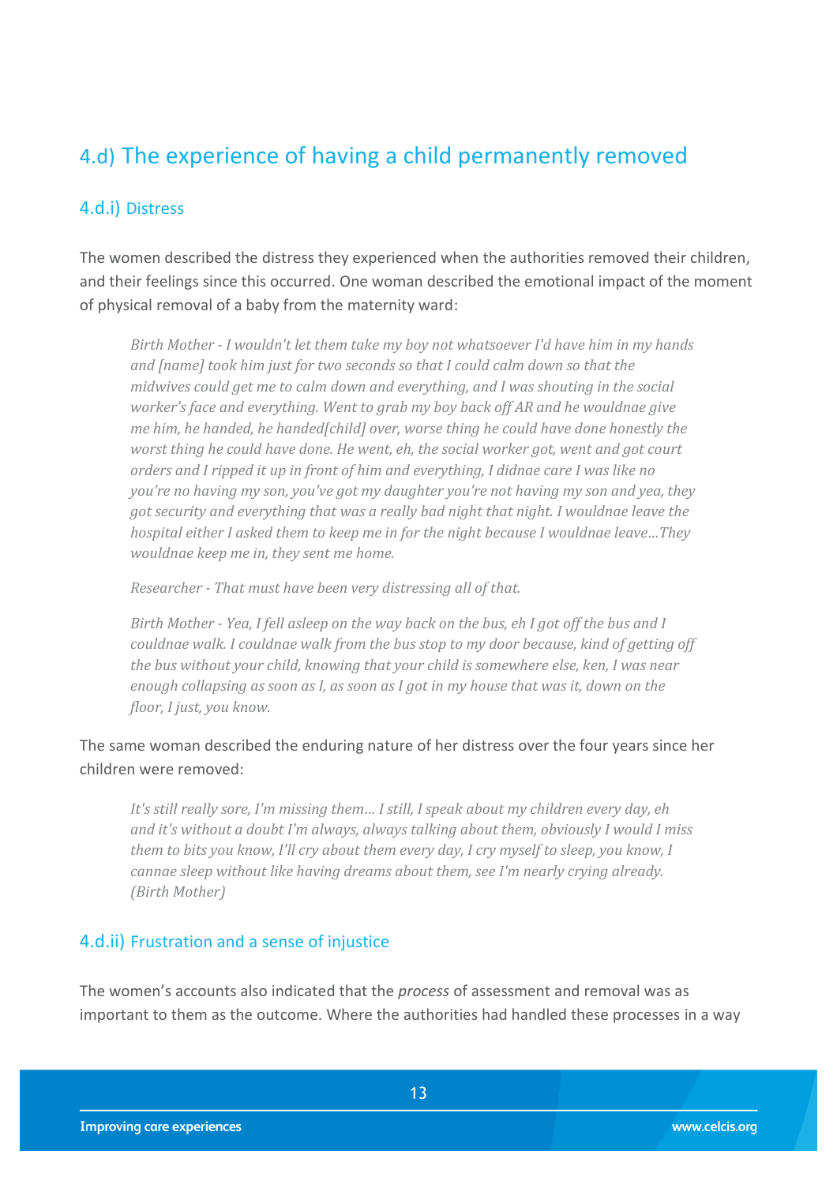## 4.d) The experience of having a child permanently removed

### 4.d.i) Distress

The women described the distress they experienced when the authorities removed their children, and their feelings since this occurred. One woman described the emotional impact of the moment of physical removal of a baby from the maternity ward:

> *Birth Mother - I wouldn't let them take my boy not whatsoever I'd have him in my hands and [name] took him just for two seconds so that I could calm down so that the midwives could get me to calm down and everything, and I was shouting in the social worker's face and everything. Went to grab my boy back off AR and he wouldnae give me him, he handed, he handed[child] over, worse thing he could have done honestly the worst thing he could have done. He went, eh, the social worker got, went and got court orders and I ripped it up in front of him and everything, I didnae care I was like no you're no having my son, you've got my daughter you're not having my son and yea, they got security and everything that was a really bad night that night. I wouldnae leave the hospital either I asked them to keep me in for the night because I wouldnae leave…They wouldnae keep me in, they sent me home.*
>
> *Researcher - That must have been very distressing all of that.*
>
> *Birth Mother - Yea, I fell asleep on the way back on the bus, eh I got off the bus and I couldnae walk. I couldnae walk from the bus stop to my door because, kind of getting off the bus without your child, knowing that your child is somewhere else, ken, I was near enough collapsing as soon as I, as soon as I got in my house that was it, down on the floor, I just, you know.*

The same woman described the enduring nature of her distress over the four years since her children were removed:

> *It's still really sore, I'm missing them… I still, I speak about my children every day, eh and it's without a doubt I'm always, always talking about them, obviously I would I miss them to bits you know, I'll cry about them every day, I cry myself to sleep, you know, I cannae sleep without like having dreams about them, see I'm nearly crying already. (Birth Mother)*

### 4.d.ii) Frustration and a sense of injustice

The women's accounts also indicated that the *process* of assessment and removal was as important to them as the outcome. Where the authorities had handled these processes in a way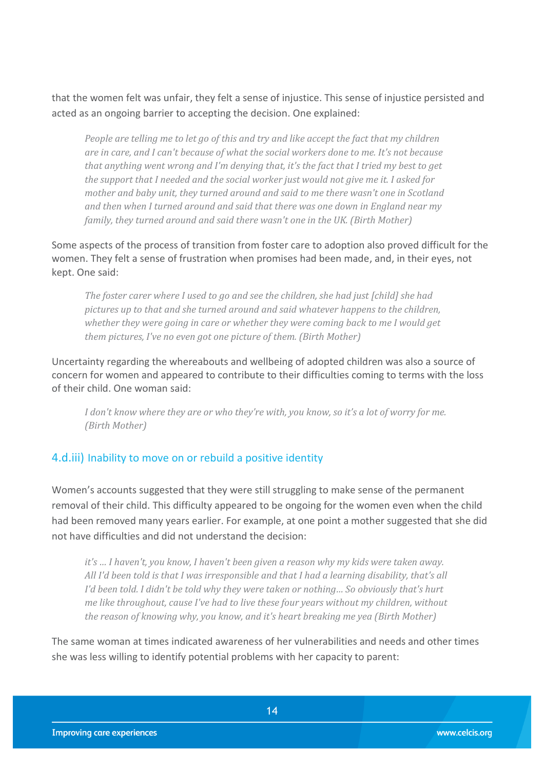that the women felt was unfair, they felt a sense of injustice. This sense of injustice persisted and acted as an ongoing barrier to accepting the decision. One explained:

> *People are telling me to let go of this and try and like accept the fact that my children are in care, and I can't because of what the social workers done to me. It's not because that anything went wrong and I'm denying that, it's the fact that I tried my best to get the support that I needed and the social worker just would not give me it. I asked for mother and baby unit, they turned around and said to me there wasn't one in Scotland and then when I turned around and said that there was one down in England near my family, they turned around and said there wasn't one in the UK. (Birth Mother)*

Some aspects of the process of transition from foster care to adoption also proved difficult for the women. They felt a sense of frustration when promises had been made, and, in their eyes, not kept. One said:

> *The foster carer where I used to go and see the children, she had just [child] she had pictures up to that and she turned around and said whatever happens to the children, whether they were going in care or whether they were coming back to me I would get them pictures, I've no even got one picture of them. (Birth Mother)*

Uncertainty regarding the whereabouts and wellbeing of adopted children was also a source of concern for women and appeared to contribute to their difficulties coming to terms with the loss of their child. One woman said:

> *I don't know where they are or who they're with, you know, so it's a lot of worry for me. (Birth Mother)*

### 4.d.iii) Inability to move on or rebuild a positive identity

Women's accounts suggested that they were still struggling to make sense of the permanent removal of their child. This difficulty appeared to be ongoing for the women even when the child had been removed many years earlier. For example, at one point a mother suggested that she did not have difficulties and did not understand the decision:

> *it's ... I haven't, you know, I haven't been given a reason why my kids were taken away. All I'd been told is that I was irresponsible and that I had a learning disability, that's all I'd been told. I didn't be told why they were taken or nothing... So obviously that's hurt me like throughout, cause I've had to live these four years without my children, without the reason of knowing why, you know, and it's heart breaking me yea (Birth Mother)*

The same woman at times indicated awareness of her vulnerabilities and needs and other times she was less willing to identify potential problems with her capacity to parent: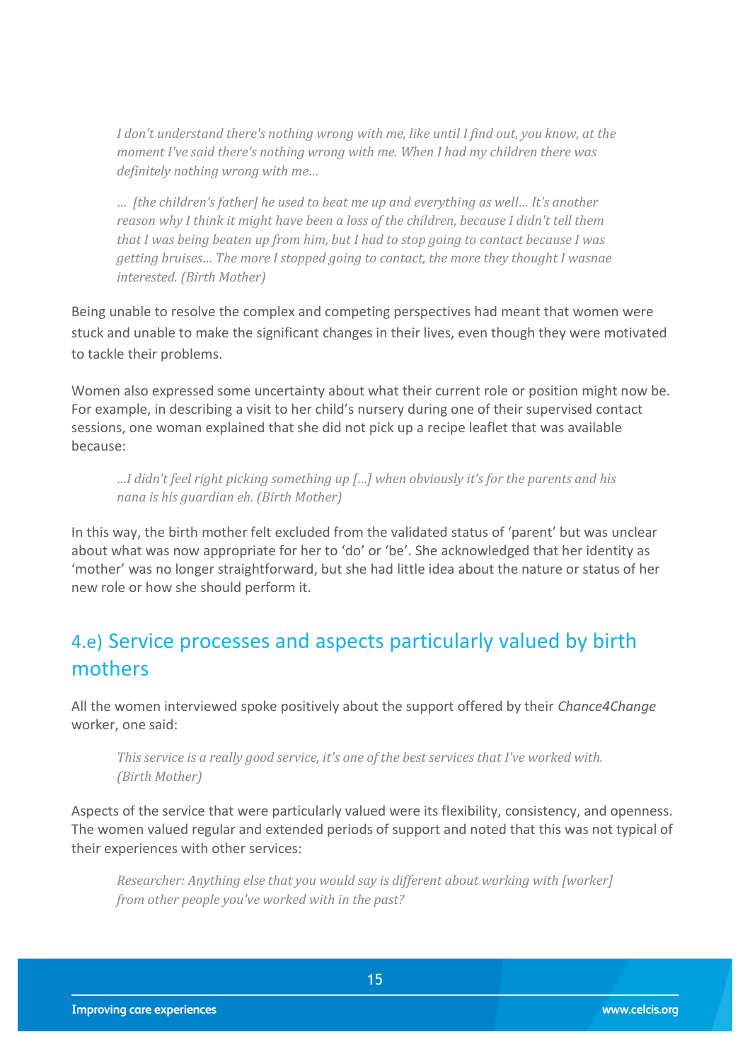> *I don't understand there's nothing wrong with me, like until I find out, you know, at the moment I've said there's nothing wrong with me. When I had my children there was definitely nothing wrong with me…*
>
> *… [the children's father] he used to beat me up and everything as well… It's another reason why I think it might have been a loss of the children, because I didn't tell them that I was being beaten up from him, but I had to stop going to contact because I was getting bruises… The more I stopped going to contact, the more they thought I wasnae interested. (Birth Mother)*

Being unable to resolve the complex and competing perspectives had meant that women were stuck and unable to make the significant changes in their lives, even though they were motivated to tackle their problems.

Women also expressed some uncertainty about what their current role or position might now be. For example, in describing a visit to her child's nursery during one of their supervised contact sessions, one woman explained that she did not pick up a recipe leaflet that was available because:

> *…I didn't feel right picking something up […] when obviously it's for the parents and his nana is his guardian eh. (Birth Mother)*

In this way, the birth mother felt excluded from the validated status of 'parent' but was unclear about what was now appropriate for her to 'do' or 'be'. She acknowledged that her identity as 'mother' was no longer straightforward, but she had little idea about the nature or status of her new role or how she should perform it.

## 4.e) Service processes and aspects particularly valued by birth mothers

All the women interviewed spoke positively about the support offered by their *Chance4Change* worker, one said:

> *This service is a really good service, it's one of the best services that I've worked with. (Birth Mother)*

Aspects of the service that were particularly valued were its flexibility, consistency, and openness. The women valued regular and extended periods of support and noted that this was not typical of their experiences with other services:

> *Researcher: Anything else that you would say is different about working with [worker] from other people you've worked with in the past?*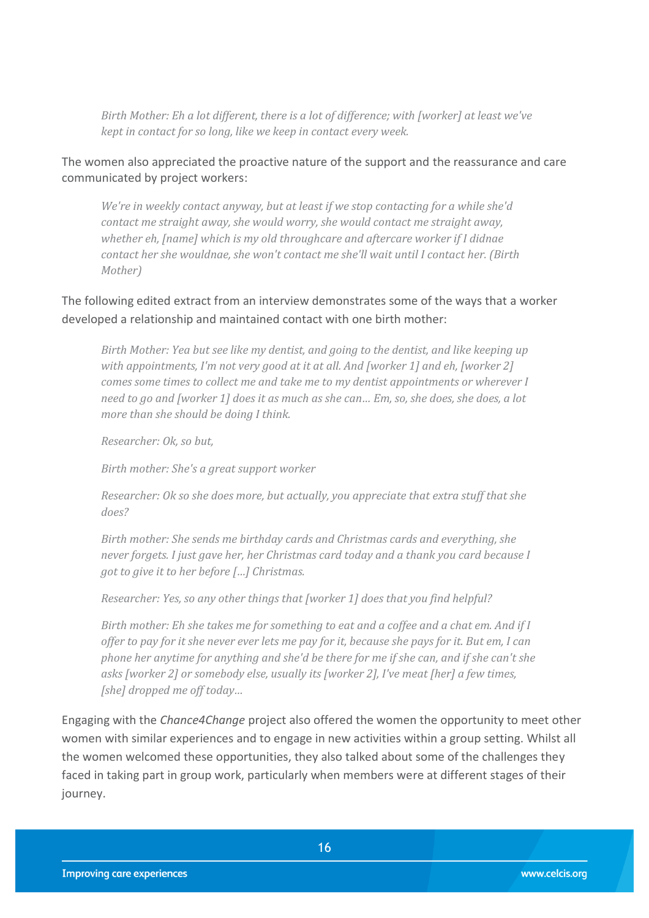*Birth Mother: Eh a lot different, there is a lot of difference; with [worker] at least we've kept in contact for so long, like we keep in contact every week.*

The women also appreciated the proactive nature of the support and the reassurance and care communicated by project workers:

> *We're in weekly contact anyway, but at least if we stop contacting for a while she'd contact me straight away, she would worry, she would contact me straight away, whether eh, [name] which is my old throughcare and aftercare worker if I didnae contact her she wouldnae, she won't contact me she'll wait until I contact her. (Birth Mother)*

The following edited extract from an interview demonstrates some of the ways that a worker developed a relationship and maintained contact with one birth mother:

> *Birth Mother: Yea but see like my dentist, and going to the dentist, and like keeping up with appointments, I'm not very good at it at all. And [worker 1] and eh, [worker 2] comes some times to collect me and take me to my dentist appointments or wherever I need to go and [worker 1] does it as much as she can… Em, so, she does, she does, a lot more than she should be doing I think.*
>
> *Researcher: Ok, so but,*
>
> *Birth mother: She's a great support worker*
>
> *Researcher: Ok so she does more, but actually, you appreciate that extra stuff that she does?*
>
> *Birth mother: She sends me birthday cards and Christmas cards and everything, she never forgets. I just gave her, her Christmas card today and a thank you card because I got to give it to her before […] Christmas.*
>
> *Researcher: Yes, so any other things that [worker 1] does that you find helpful?*
>
> *Birth mother: Eh she takes me for something to eat and a coffee and a chat em. And if I offer to pay for it she never ever lets me pay for it, because she pays for it. But em, I can phone her anytime for anything and she'd be there for me if she can, and if she can't she asks [worker 2] or somebody else, usually its [worker 2], I've meat [her] a few times, [she] dropped me off today…*

Engaging with the *Chance4Change* project also offered the women the opportunity to meet other women with similar experiences and to engage in new activities within a group setting. Whilst all the women welcomed these opportunities, they also talked about some of the challenges they faced in taking part in group work, particularly when members were at different stages of their journey.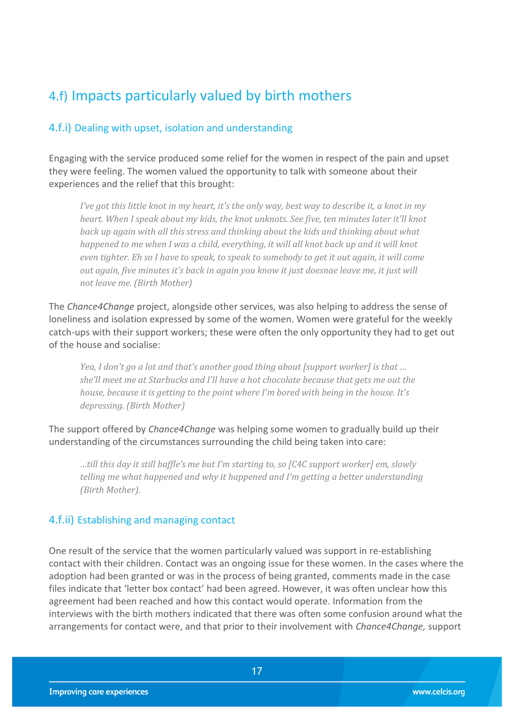## 4.f) Impacts particularly valued by birth mothers

### 4.f.i) Dealing with upset, isolation and understanding

Engaging with the service produced some relief for the women in respect of the pain and upset they were feeling. The women valued the opportunity to talk with someone about their experiences and the relief that this brought:

> *I've got this little knot in my heart, it's the only way, best way to describe it, a knot in my heart. When I speak about my kids, the knot unknots. See five, ten minutes later it'll knot back up again with all this stress and thinking about the kids and thinking about what happened to me when I was a child, everything, it will all knot back up and it will knot even tighter. Eh so I have to speak, to speak to somebody to get it out again, it will come out again, five minutes it's back in again you know it just doesnae leave me, it just will not leave me. (Birth Mother)*

The *Chance4Change* project, alongside other services, was also helping to address the sense of loneliness and isolation expressed by some of the women. Women were grateful for the weekly catch-ups with their support workers; these were often the only opportunity they had to get out of the house and socialise:

> *Yea, I don't go a lot and that's another good thing about [support worker] is that … she'll meet me at Starbucks and I'll have a hot chocolate because that gets me out the house, because it is getting to the point where I'm bored with being in the house. It's depressing. (Birth Mother)*

The support offered by *Chance4Change* was helping some women to gradually build up their understanding of the circumstances surrounding the child being taken into care:

> *…till this day it still baffle's me but I'm starting to, so [C4C support worker] em, slowly telling me what happened and why it happened and I'm getting a better understanding (Birth Mother).*

### 4.f.ii) Establishing and managing contact

One result of the service that the women particularly valued was support in re-establishing contact with their children. Contact was an ongoing issue for these women. In the cases where the adoption had been granted or was in the process of being granted, comments made in the case files indicate that 'letter box contact' had been agreed. However, it was often unclear how this agreement had been reached and how this contact would operate. Information from the interviews with the birth mothers indicated that there was often some confusion around what the arrangements for contact were, and that prior to their involvement with *Chance4Change,* support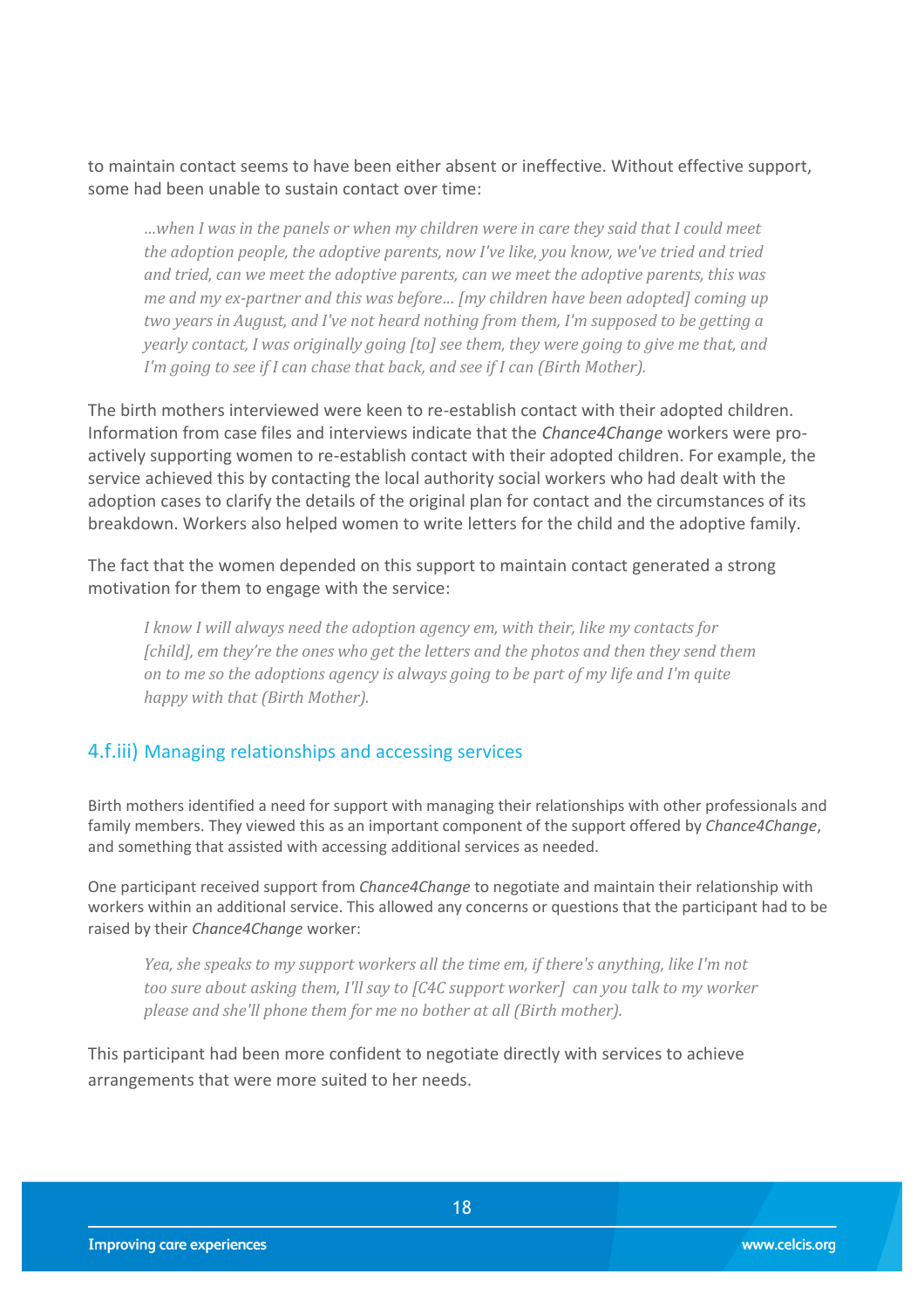to maintain contact seems to have been either absent or ineffective. Without effective support, some had been unable to sustain contact over time:

> *...when I was in the panels or when my children were in care they said that I could meet the adoption people, the adoptive parents, now I've like, you know, we've tried and tried and tried, can we meet the adoptive parents, can we meet the adoptive parents, this was me and my ex-partner and this was before... [my children have been adopted] coming up two years in August, and I've not heard nothing from them, I'm supposed to be getting a yearly contact, I was originally going [to] see them, they were going to give me that, and I'm going to see if I can chase that back, and see if I can (Birth Mother).*

The birth mothers interviewed were keen to re-establish contact with their adopted children. Information from case files and interviews indicate that the *Chance4Change* workers were pro-actively supporting women to re-establish contact with their adopted children. For example, the service achieved this by contacting the local authority social workers who had dealt with the adoption cases to clarify the details of the original plan for contact and the circumstances of its breakdown. Workers also helped women to write letters for the child and the adoptive family.

The fact that the women depended on this support to maintain contact generated a strong motivation for them to engage with the service:

> *I know I will always need the adoption agency em, with their, like my contacts for [child], em they're the ones who get the letters and the photos and then they send them on to me so the adoptions agency is always going to be part of my life and I'm quite happy with that (Birth Mother).*

### 4.f.iii) Managing relationships and accessing services

Birth mothers identified a need for support with managing their relationships with other professionals and family members. They viewed this as an important component of the support offered by *Chance4Change*, and something that assisted with accessing additional services as needed.

One participant received support from *Chance4Change* to negotiate and maintain their relationship with workers within an additional service. This allowed any concerns or questions that the participant had to be raised by their *Chance4Change* worker:

> *Yea, she speaks to my support workers all the time em, if there's anything, like I'm not too sure about asking them, I'll say to [C4C support worker] can you talk to my worker please and she'll phone them for me no bother at all (Birth mother).*

This participant had been more confident to negotiate directly with services to achieve arrangements that were more suited to her needs.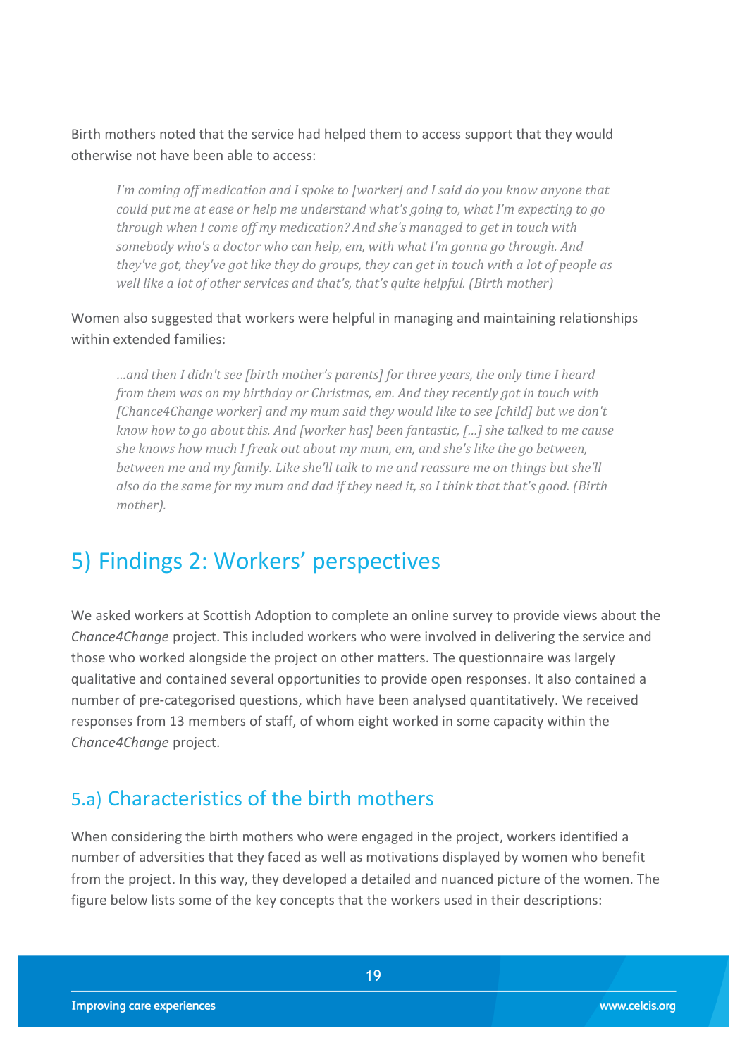Birth mothers noted that the service had helped them to access support that they would otherwise not have been able to access:

> *I'm coming off medication and I spoke to [worker] and I said do you know anyone that could put me at ease or help me understand what's going to, what I'm expecting to go through when I come off my medication? And she's managed to get in touch with somebody who's a doctor who can help, em, with what I'm gonna go through. And they've got, they've got like they do groups, they can get in touch with a lot of people as well like a lot of other services and that's, that's quite helpful. (Birth mother)*

Women also suggested that workers were helpful in managing and maintaining relationships within extended families:

> *…and then I didn't see [birth mother's parents] for three years, the only time I heard from them was on my birthday or Christmas, em. And they recently got in touch with [Chance4Change worker] and my mum said they would like to see [child] but we don't know how to go about this. And [worker has] been fantastic, […] she talked to me cause she knows how much I freak out about my mum, em, and she's like the go between, between me and my family. Like she'll talk to me and reassure me on things but she'll also do the same for my mum and dad if they need it, so I think that that's good. (Birth mother).*

# 5) Findings 2: Workers' perspectives

We asked workers at Scottish Adoption to complete an online survey to provide views about the *Chance4Change* project. This included workers who were involved in delivering the service and those who worked alongside the project on other matters. The questionnaire was largely qualitative and contained several opportunities to provide open responses. It also contained a number of pre-categorised questions, which have been analysed quantitatively. We received responses from 13 members of staff, of whom eight worked in some capacity within the *Chance4Change* project.

## 5.a) Characteristics of the birth mothers

When considering the birth mothers who were engaged in the project, workers identified a number of adversities that they faced as well as motivations displayed by women who benefit from the project. In this way, they developed a detailed and nuanced picture of the women. The figure below lists some of the key concepts that the workers used in their descriptions: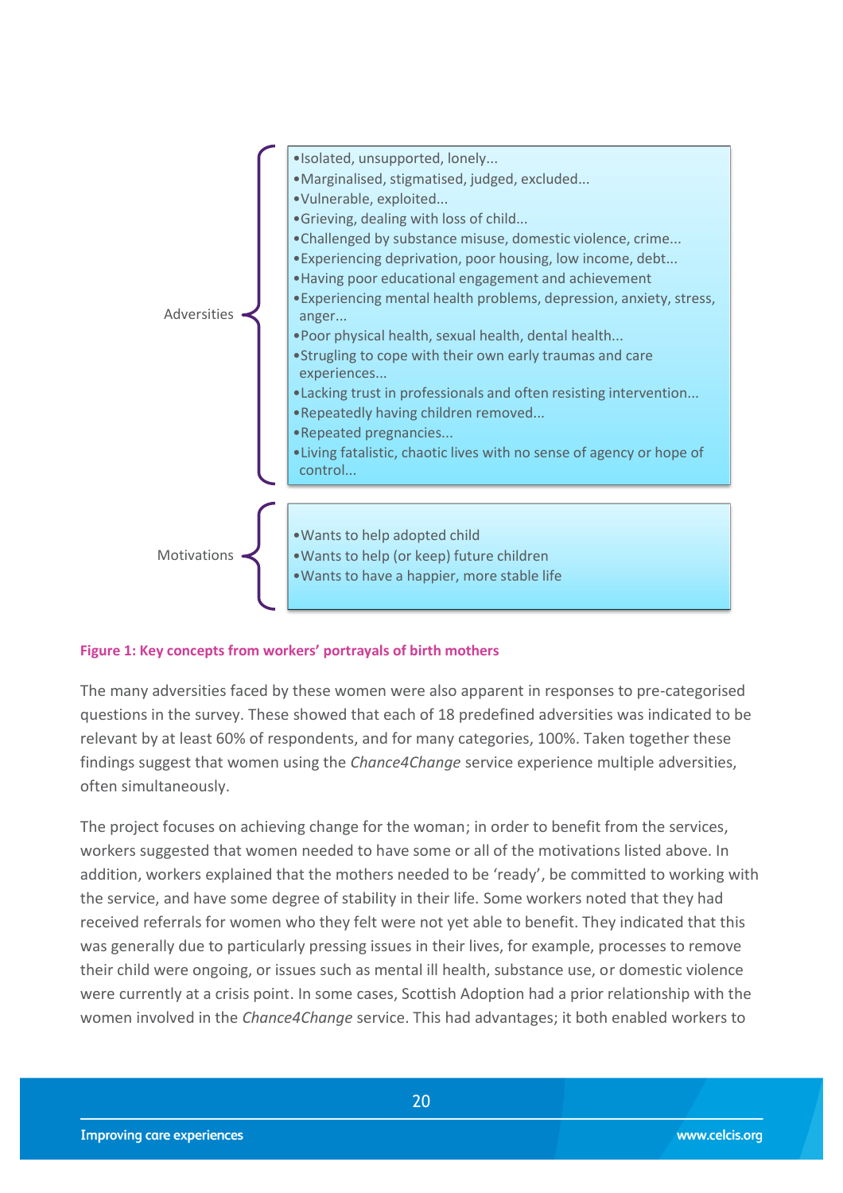Adversities

- Isolated, unsupported, lonely...
- Marginalised, stigmatised, judged, excluded...
- Vulnerable, exploited...
- Grieving, dealing with loss of child...
- Challenged by substance misuse, domestic violence, crime...
- Experiencing deprivation, poor housing, low income, debt...
- Having poor educational engagement and achievement
- Experiencing mental health problems, depression, anxiety, stress, anger...
- Poor physical health, sexual health, dental health...
- Strugling to cope with their own early traumas and care experiences...
- Lacking trust in professionals and often resisting intervention...
- Repeatedly having children removed...
- Repeated pregnancies...
- Living fatalistic, chaotic lives with no sense of agency or hope of control...

Motivations

- Wants to help adopted child
- Wants to help (or keep) future children
- Wants to have a happier, more stable life

**Figure 1: Key concepts from workers' portrayals of birth mothers**

The many adversities faced by these women were also apparent in responses to pre-categorised questions in the survey. These showed that each of 18 predefined adversities was indicated to be relevant by at least 60% of respondents, and for many categories, 100%. Taken together these findings suggest that women using the *Chance4Change* service experience multiple adversities, often simultaneously.

The project focuses on achieving change for the woman; in order to benefit from the services, workers suggested that women needed to have some or all of the motivations listed above. In addition, workers explained that the mothers needed to be 'ready', be committed to working with the service, and have some degree of stability in their life. Some workers noted that they had received referrals for women who they felt were not yet able to benefit. They indicated that this was generally due to particularly pressing issues in their lives, for example, processes to remove their child were ongoing, or issues such as mental ill health, substance use, or domestic violence were currently at a crisis point. In some cases, Scottish Adoption had a prior relationship with the women involved in the *Chance4Change* service. This had advantages; it both enabled workers to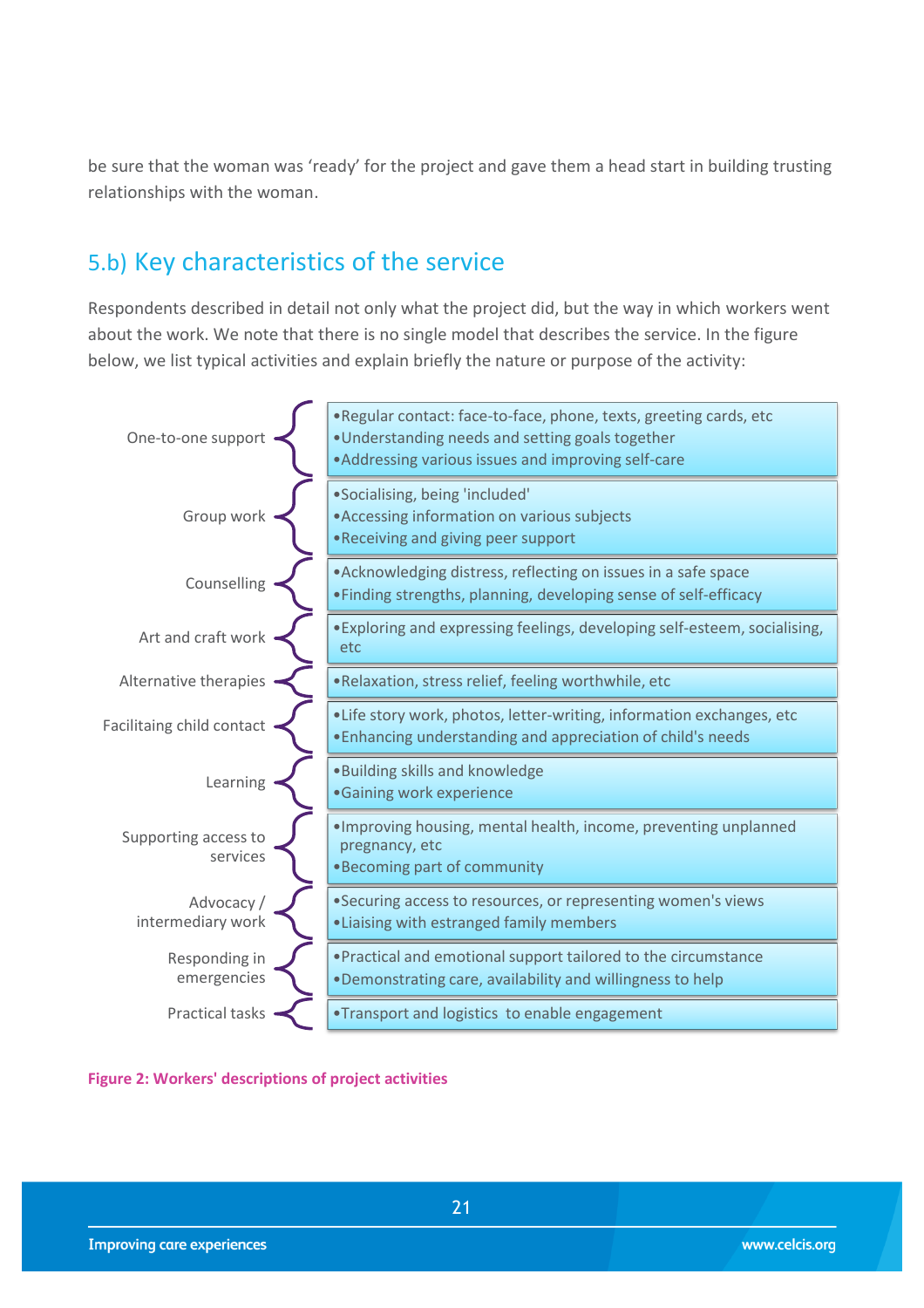be sure that the woman was 'ready' for the project and gave them a head start in building trusting relationships with the woman.

## 5.b) Key characteristics of the service

Respondents described in detail not only what the project did, but the way in which workers went about the work. We note that there is no single model that describes the service. In the figure below, we list typical activities and explain briefly the nature or purpose of the activity:

| | |
|---|---|
| One-to-one support | •Regular contact: face-to-face, phone, texts, greeting cards, etc<br>•Understanding needs and setting goals together<br>•Addressing various issues and improving self-care |
| Group work | •Socialising, being 'included'<br>•Accessing information on various subjects<br>•Receiving and giving peer support |
| Counselling | •Acknowledging distress, reflecting on issues in a safe space<br>•Finding strengths, planning, developing sense of self-efficacy |
| Art and craft work | •Exploring and expressing feelings, developing self-esteem, socialising, etc |
| Alternative therapies | •Relaxation, stress relief, feeling worthwhile, etc |
| Facilitaing child contact | •Life story work, photos, letter-writing, information exchanges, etc<br>•Enhancing understanding and appreciation of child's needs |
| Learning | •Building skills and knowledge<br>•Gaining work experience |
| Supporting access to services | •Improving housing, mental health, income, preventing unplanned pregnancy, etc<br>•Becoming part of community |
| Advocacy / intermediary work | •Securing access to resources, or representing women's views<br>•Liaising with estranged family members |
| Responding in emergencies | •Practical and emotional support tailored to the circumstance<br>•Demonstrating care, availability and willingness to help |
| Practical tasks | •Transport and logistics to enable engagement |

**Figure 2: Workers' descriptions of project activities**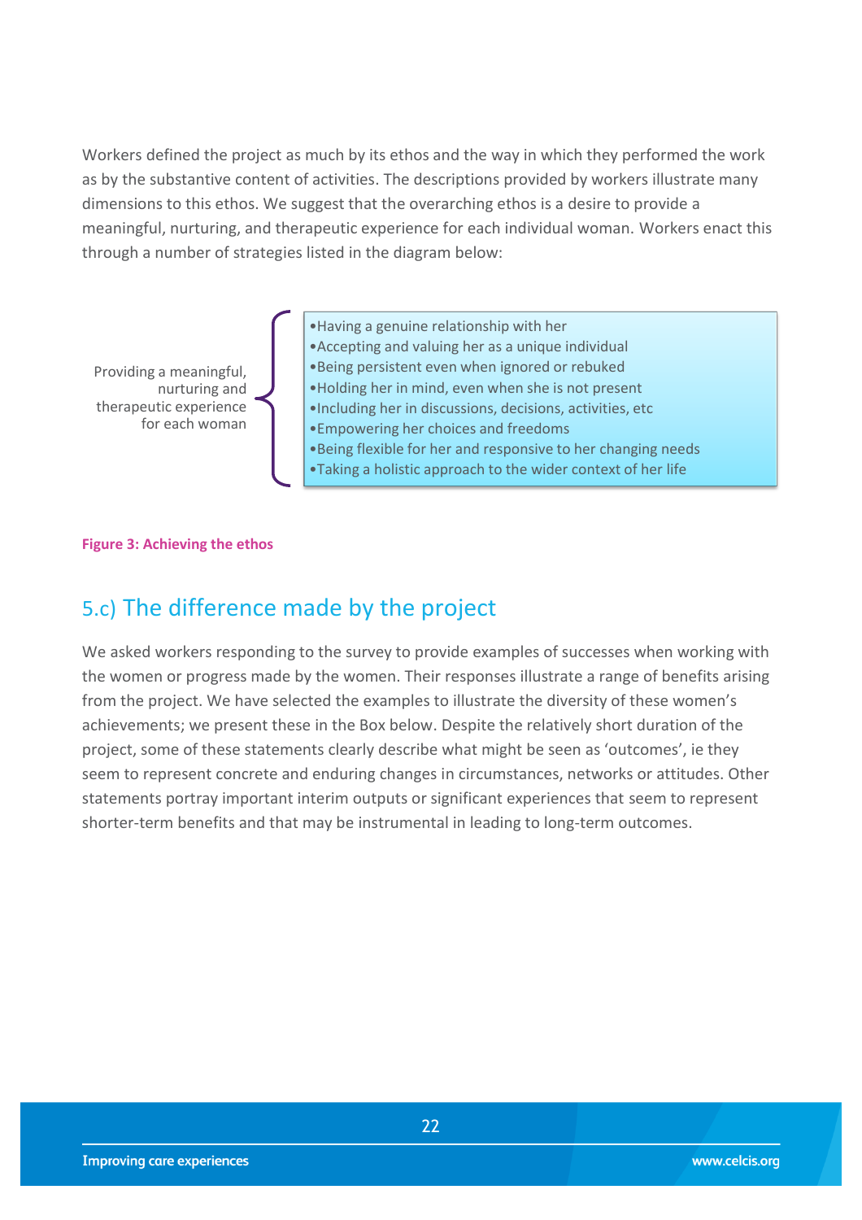Workers defined the project as much by its ethos and the way in which they performed the work as by the substantive content of activities. The descriptions provided by workers illustrate many dimensions to this ethos. We suggest that the overarching ethos is a desire to provide a meaningful, nurturing, and therapeutic experience for each individual woman. Workers enact this through a number of strategies listed in the diagram below:

Providing a meaningful, nurturing and therapeutic experience for each woman

- Having a genuine relationship with her
- Accepting and valuing her as a unique individual
- Being persistent even when ignored or rebuked
- Holding her in mind, even when she is not present
- Including her in discussions, decisions, activities, etc
- Empowering her choices and freedoms
- Being flexible for her and responsive to her changing needs
- Taking a holistic approach to the wider context of her life

**Figure 3: Achieving the ethos**

## 5.c) The difference made by the project

We asked workers responding to the survey to provide examples of successes when working with the women or progress made by the women. Their responses illustrate a range of benefits arising from the project. We have selected the examples to illustrate the diversity of these women's achievements; we present these in the Box below. Despite the relatively short duration of the project, some of these statements clearly describe what might be seen as 'outcomes', ie they seem to represent concrete and enduring changes in circumstances, networks or attitudes. Other statements portray important interim outputs or significant experiences that seem to represent shorter-term benefits and that may be instrumental in leading to long-term outcomes.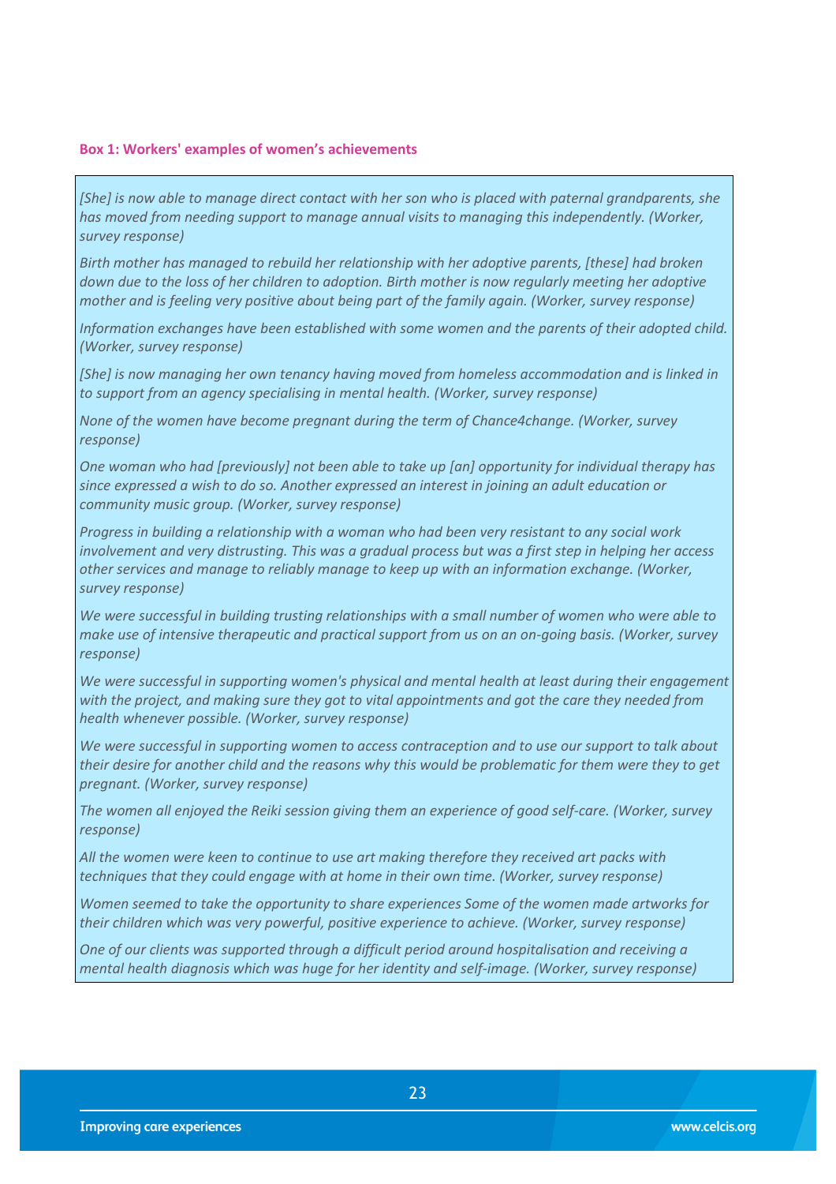**Box 1: Workers' examples of women's achievements**

*[She] is now able to manage direct contact with her son who is placed with paternal grandparents, she has moved from needing support to manage annual visits to managing this independently. (Worker, survey response)*

*Birth mother has managed to rebuild her relationship with her adoptive parents, [these] had broken down due to the loss of her children to adoption. Birth mother is now regularly meeting her adoptive mother and is feeling very positive about being part of the family again. (Worker, survey response)*

*Information exchanges have been established with some women and the parents of their adopted child. (Worker, survey response)*

*[She] is now managing her own tenancy having moved from homeless accommodation and is linked in to support from an agency specialising in mental health. (Worker, survey response)*

*None of the women have become pregnant during the term of Chance4change. (Worker, survey response)*

*One woman who had [previously] not been able to take up [an] opportunity for individual therapy has since expressed a wish to do so. Another expressed an interest in joining an adult education or community music group. (Worker, survey response)*

*Progress in building a relationship with a woman who had been very resistant to any social work involvement and very distrusting. This was a gradual process but was a first step in helping her access other services and manage to reliably manage to keep up with an information exchange. (Worker, survey response)*

*We were successful in building trusting relationships with a small number of women who were able to make use of intensive therapeutic and practical support from us on an on-going basis. (Worker, survey response)*

*We were successful in supporting women's physical and mental health at least during their engagement with the project, and making sure they got to vital appointments and got the care they needed from health whenever possible. (Worker, survey response)*

*We were successful in supporting women to access contraception and to use our support to talk about their desire for another child and the reasons why this would be problematic for them were they to get pregnant. (Worker, survey response)*

*The women all enjoyed the Reiki session giving them an experience of good self-care. (Worker, survey response)*

*All the women were keen to continue to use art making therefore they received art packs with techniques that they could engage with at home in their own time. (Worker, survey response)*

*Women seemed to take the opportunity to share experiences Some of the women made artworks for their children which was very powerful, positive experience to achieve. (Worker, survey response)*

*One of our clients was supported through a difficult period around hospitalisation and receiving a mental health diagnosis which was huge for her identity and self-image. (Worker, survey response)*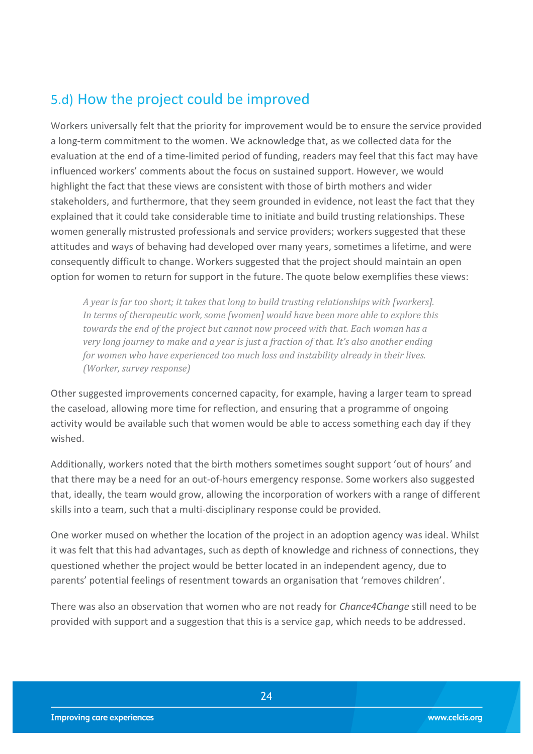## 5.d) How the project could be improved

Workers universally felt that the priority for improvement would be to ensure the service provided a long-term commitment to the women. We acknowledge that, as we collected data for the evaluation at the end of a time-limited period of funding, readers may feel that this fact may have influenced workers' comments about the focus on sustained support. However, we would highlight the fact that these views are consistent with those of birth mothers and wider stakeholders, and furthermore, that they seem grounded in evidence, not least the fact that they explained that it could take considerable time to initiate and build trusting relationships. These women generally mistrusted professionals and service providers; workers suggested that these attitudes and ways of behaving had developed over many years, sometimes a lifetime, and were consequently difficult to change. Workers suggested that the project should maintain an open option for women to return for support in the future. The quote below exemplifies these views:

> *A year is far too short; it takes that long to build trusting relationships with [workers]. In terms of therapeutic work, some [women] would have been more able to explore this towards the end of the project but cannot now proceed with that. Each woman has a very long journey to make and a year is just a fraction of that. It's also another ending for women who have experienced too much loss and instability already in their lives. (Worker, survey response)*

Other suggested improvements concerned capacity, for example, having a larger team to spread the caseload, allowing more time for reflection, and ensuring that a programme of ongoing activity would be available such that women would be able to access something each day if they wished.

Additionally, workers noted that the birth mothers sometimes sought support 'out of hours' and that there may be a need for an out-of-hours emergency response. Some workers also suggested that, ideally, the team would grow, allowing the incorporation of workers with a range of different skills into a team, such that a multi-disciplinary response could be provided.

One worker mused on whether the location of the project in an adoption agency was ideal. Whilst it was felt that this had advantages, such as depth of knowledge and richness of connections, they questioned whether the project would be better located in an independent agency, due to parents' potential feelings of resentment towards an organisation that 'removes children'.

There was also an observation that women who are not ready for *Chance4Change* still need to be provided with support and a suggestion that this is a service gap, which needs to be addressed.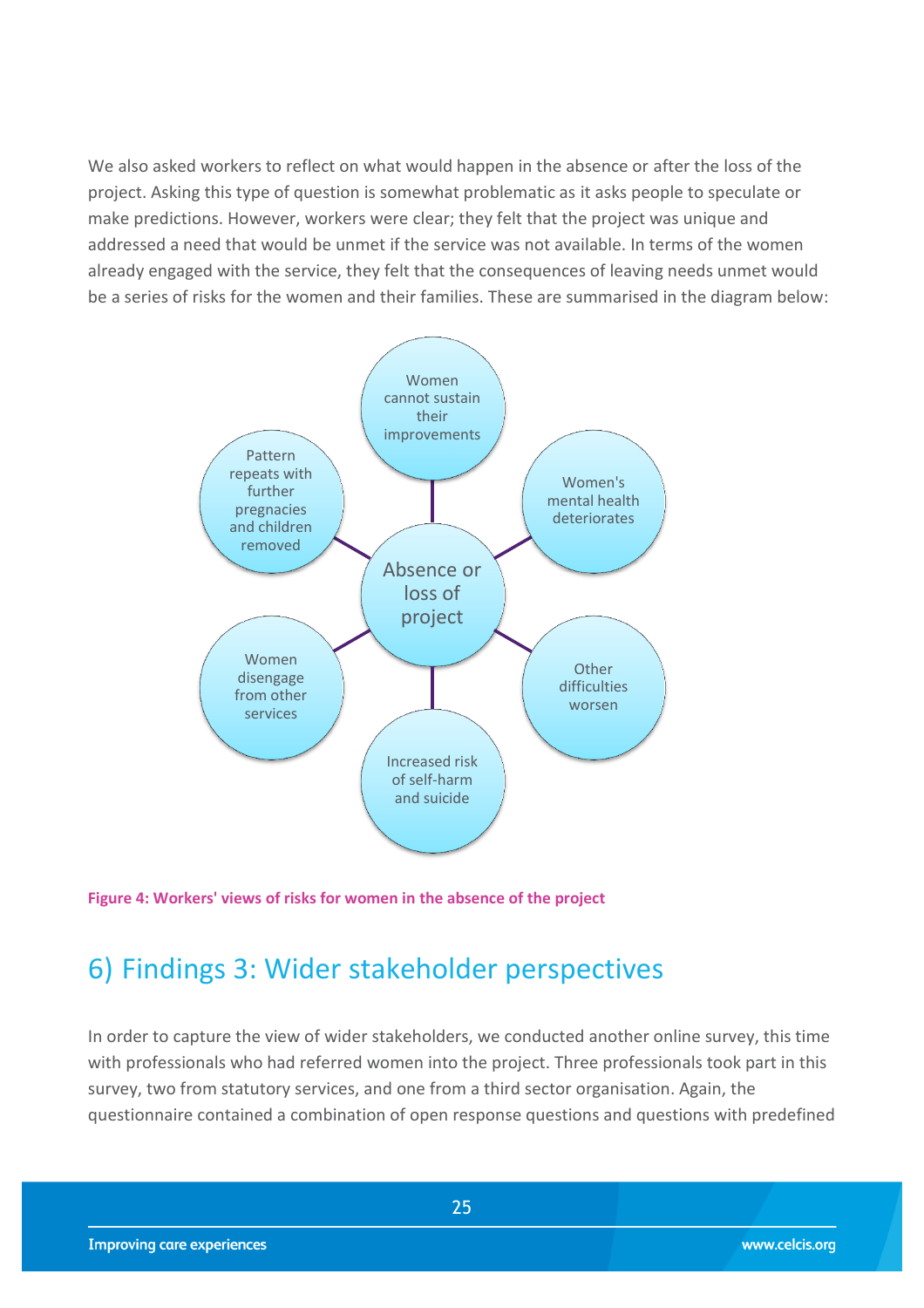We also asked workers to reflect on what would happen in the absence or after the loss of the project. Asking this type of question is somewhat problematic as it asks people to speculate or make predictions. However, workers were clear; they felt that the project was unique and addressed a need that would be unmet if the service was not available. In terms of the women already engaged with the service, they felt that the consequences of leaving needs unmet would be a series of risks for the women and their families. These are summarised in the diagram below:

Absence or loss of project

Women cannot sustain their improvements

Women's mental health deteriorates

Other difficulties worsen

Increased risk of self-harm and suicide

Women disengage from other services

Pattern repeats with further pregnacies and children removed

**Figure 4: Workers' views of risks for women in the absence of the project**

## 6) Findings 3: Wider stakeholder perspectives

In order to capture the view of wider stakeholders, we conducted another online survey, this time with professionals who had referred women into the project. Three professionals took part in this survey, two from statutory services, and one from a third sector organisation. Again, the questionnaire contained a combination of open response questions and questions with predefined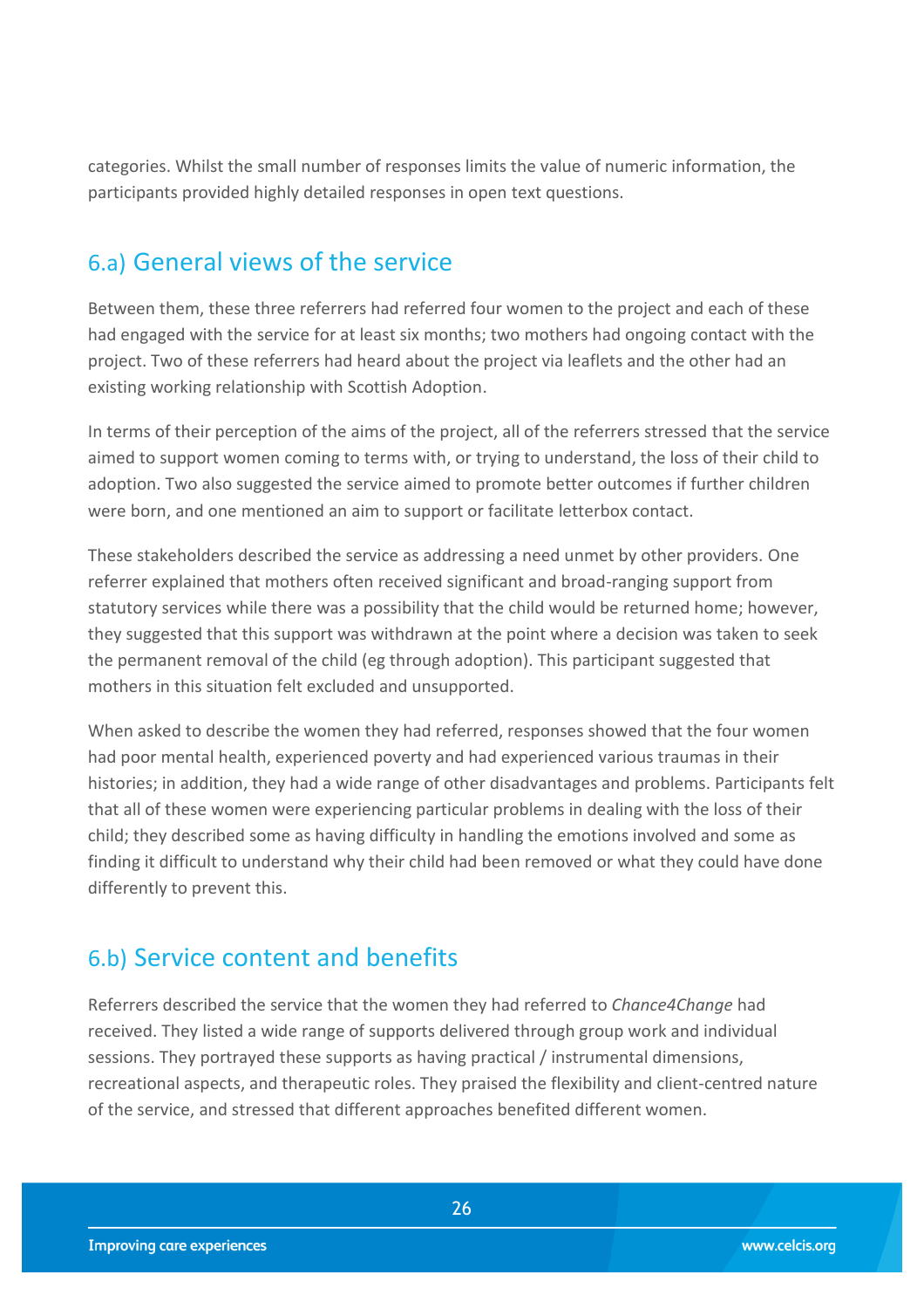categories. Whilst the small number of responses limits the value of numeric information, the participants provided highly detailed responses in open text questions.

## 6.a) General views of the service

Between them, these three referrers had referred four women to the project and each of these had engaged with the service for at least six months; two mothers had ongoing contact with the project. Two of these referrers had heard about the project via leaflets and the other had an existing working relationship with Scottish Adoption.

In terms of their perception of the aims of the project, all of the referrers stressed that the service aimed to support women coming to terms with, or trying to understand, the loss of their child to adoption. Two also suggested the service aimed to promote better outcomes if further children were born, and one mentioned an aim to support or facilitate letterbox contact.

These stakeholders described the service as addressing a need unmet by other providers. One referrer explained that mothers often received significant and broad-ranging support from statutory services while there was a possibility that the child would be returned home; however, they suggested that this support was withdrawn at the point where a decision was taken to seek the permanent removal of the child (eg through adoption). This participant suggested that mothers in this situation felt excluded and unsupported.

When asked to describe the women they had referred, responses showed that the four women had poor mental health, experienced poverty and had experienced various traumas in their histories; in addition, they had a wide range of other disadvantages and problems. Participants felt that all of these women were experiencing particular problems in dealing with the loss of their child; they described some as having difficulty in handling the emotions involved and some as finding it difficult to understand why their child had been removed or what they could have done differently to prevent this.

## 6.b) Service content and benefits

Referrers described the service that the women they had referred to *Chance4Change* had received. They listed a wide range of supports delivered through group work and individual sessions. They portrayed these supports as having practical / instrumental dimensions, recreational aspects, and therapeutic roles. They praised the flexibility and client-centred nature of the service, and stressed that different approaches benefited different women.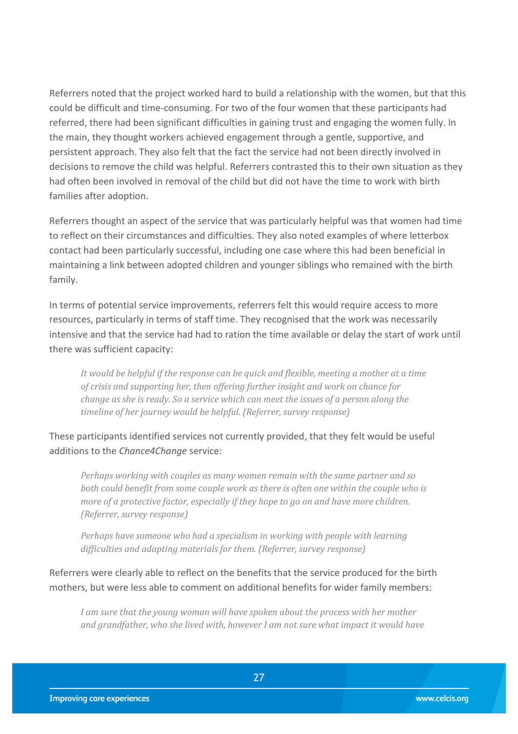Referrers noted that the project worked hard to build a relationship with the women, but that this could be difficult and time-consuming. For two of the four women that these participants had referred, there had been significant difficulties in gaining trust and engaging the women fully. In the main, they thought workers achieved engagement through a gentle, supportive, and persistent approach. They also felt that the fact the service had not been directly involved in decisions to remove the child was helpful. Referrers contrasted this to their own situation as they had often been involved in removal of the child but did not have the time to work with birth families after adoption.

Referrers thought an aspect of the service that was particularly helpful was that women had time to reflect on their circumstances and difficulties. They also noted examples of where letterbox contact had been particularly successful, including one case where this had been beneficial in maintaining a link between adopted children and younger siblings who remained with the birth family.

In terms of potential service improvements, referrers felt this would require access to more resources, particularly in terms of staff time. They recognised that the work was necessarily intensive and that the service had had to ration the time available or delay the start of work until there was sufficient capacity:

> *It would be helpful if the response can be quick and flexible, meeting a mother at a time of crisis and supporting her, then offering further insight and work on chance for change as she is ready. So a service which can meet the issues of a person along the timeline of her journey would be helpful. (Referrer, survey response)*

These participants identified services not currently provided, that they felt would be useful additions to the *Chance4Change* service:

> *Perhaps working with couples as many women remain with the same partner and so both could benefit from some couple work as there is often one within the couple who is more of a protective factor, especially if they hope to go on and have more children. (Referrer, survey response)*

> *Perhaps have someone who had a specialism in working with people with learning difficulties and adapting materials for them. (Referrer, survey response)*

Referrers were clearly able to reflect on the benefits that the service produced for the birth mothers, but were less able to comment on additional benefits for wider family members:

> *I am sure that the young woman will have spoken about the process with her mother and grandfather, who she lived with, however I am not sure what impact it would have*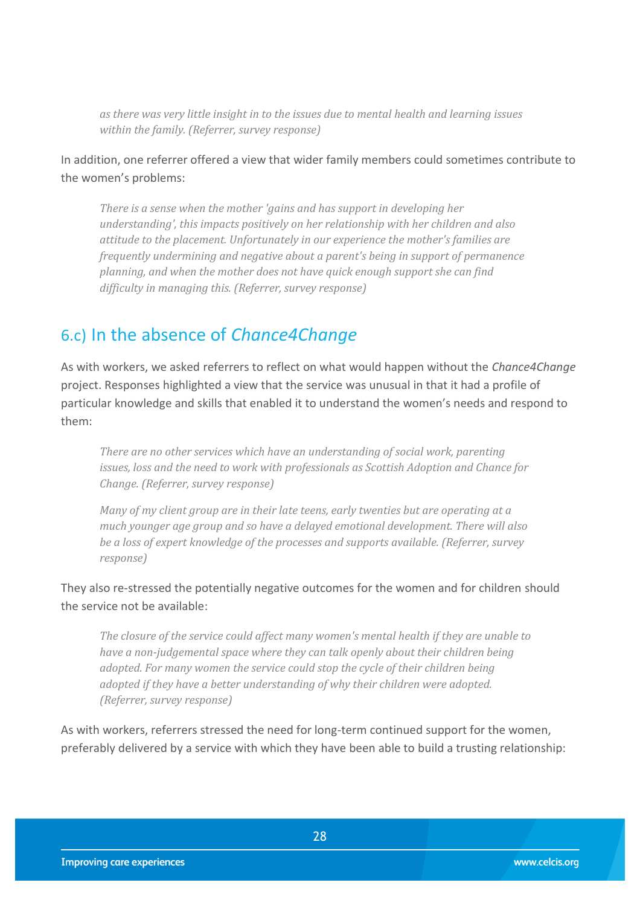> *as there was very little insight in to the issues due to mental health and learning issues within the family. (Referrer, survey response)*

In addition, one referrer offered a view that wider family members could sometimes contribute to the women's problems:

> *There is a sense when the mother 'gains and has support in developing her understanding', this impacts positively on her relationship with her children and also attitude to the placement. Unfortunately in our experience the mother's families are frequently undermining and negative about a parent's being in support of permanence planning, and when the mother does not have quick enough support she can find difficulty in managing this. (Referrer, survey response)*

## 6.c) In the absence of *Chance4Change*

As with workers, we asked referrers to reflect on what would happen without the *Chance4Change* project. Responses highlighted a view that the service was unusual in that it had a profile of particular knowledge and skills that enabled it to understand the women's needs and respond to them:

> *There are no other services which have an understanding of social work, parenting issues, loss and the need to work with professionals as Scottish Adoption and Chance for Change. (Referrer, survey response)*

> *Many of my client group are in their late teens, early twenties but are operating at a much younger age group and so have a delayed emotional development. There will also be a loss of expert knowledge of the processes and supports available. (Referrer, survey response)*

They also re-stressed the potentially negative outcomes for the women and for children should the service not be available:

> *The closure of the service could affect many women's mental health if they are unable to have a non-judgemental space where they can talk openly about their children being adopted. For many women the service could stop the cycle of their children being adopted if they have a better understanding of why their children were adopted. (Referrer, survey response)*

As with workers, referrers stressed the need for long-term continued support for the women, preferably delivered by a service with which they have been able to build a trusting relationship: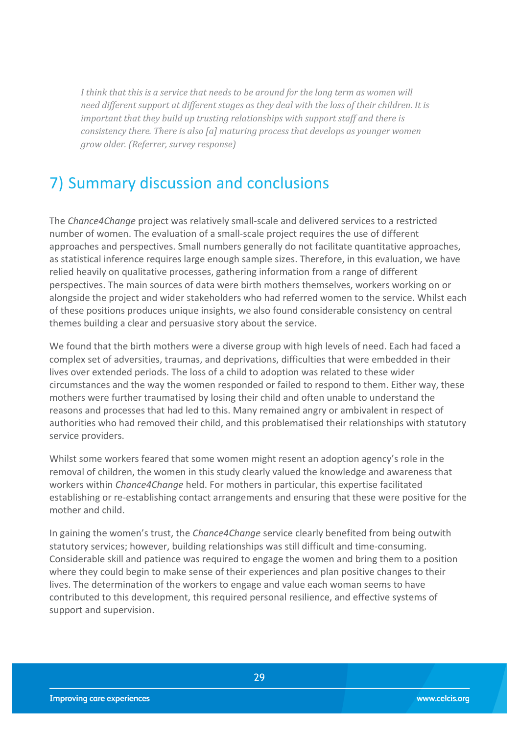*I think that this is a service that needs to be around for the long term as women will need different support at different stages as they deal with the loss of their children. It is important that they build up trusting relationships with support staff and there is consistency there. There is also [a] maturing process that develops as younger women grow older. (Referrer, survey response)*

## 7) Summary discussion and conclusions

The *Chance4Change* project was relatively small-scale and delivered services to a restricted number of women. The evaluation of a small-scale project requires the use of different approaches and perspectives. Small numbers generally do not facilitate quantitative approaches, as statistical inference requires large enough sample sizes. Therefore, in this evaluation, we have relied heavily on qualitative processes, gathering information from a range of different perspectives. The main sources of data were birth mothers themselves, workers working on or alongside the project and wider stakeholders who had referred women to the service. Whilst each of these positions produces unique insights, we also found considerable consistency on central themes building a clear and persuasive story about the service.

We found that the birth mothers were a diverse group with high levels of need. Each had faced a complex set of adversities, traumas, and deprivations, difficulties that were embedded in their lives over extended periods. The loss of a child to adoption was related to these wider circumstances and the way the women responded or failed to respond to them. Either way, these mothers were further traumatised by losing their child and often unable to understand the reasons and processes that had led to this. Many remained angry or ambivalent in respect of authorities who had removed their child, and this problematised their relationships with statutory service providers.

Whilst some workers feared that some women might resent an adoption agency's role in the removal of children, the women in this study clearly valued the knowledge and awareness that workers within *Chance4Change* held. For mothers in particular, this expertise facilitated establishing or re-establishing contact arrangements and ensuring that these were positive for the mother and child.

In gaining the women's trust, the *Chance4Change* service clearly benefited from being outwith statutory services; however, building relationships was still difficult and time-consuming. Considerable skill and patience was required to engage the women and bring them to a position where they could begin to make sense of their experiences and plan positive changes to their lives. The determination of the workers to engage and value each woman seems to have contributed to this development, this required personal resilience, and effective systems of support and supervision.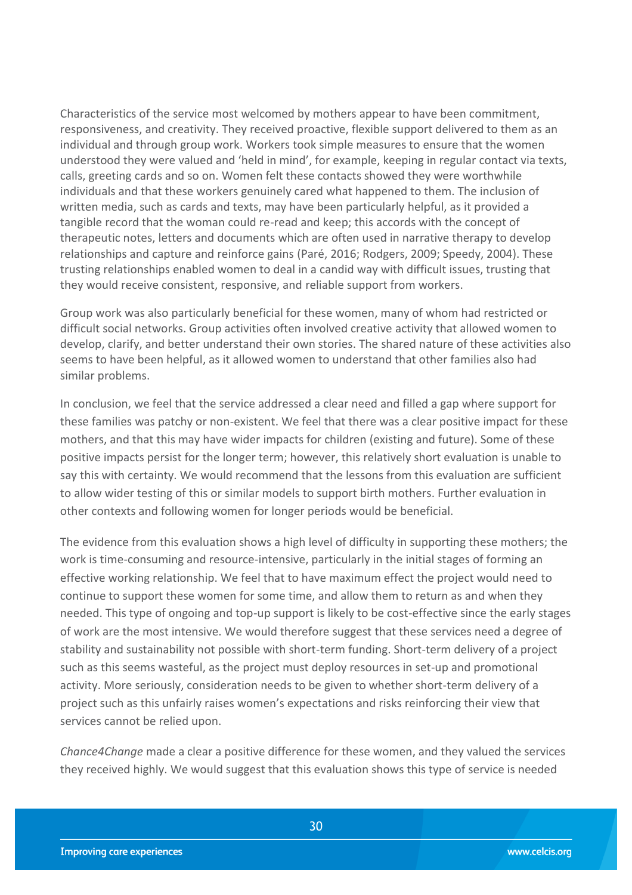Characteristics of the service most welcomed by mothers appear to have been commitment, responsiveness, and creativity. They received proactive, flexible support delivered to them as an individual and through group work. Workers took simple measures to ensure that the women understood they were valued and 'held in mind', for example, keeping in regular contact via texts, calls, greeting cards and so on. Women felt these contacts showed they were worthwhile individuals and that these workers genuinely cared what happened to them. The inclusion of written media, such as cards and texts, may have been particularly helpful, as it provided a tangible record that the woman could re-read and keep; this accords with the concept of therapeutic notes, letters and documents which are often used in narrative therapy to develop relationships and capture and reinforce gains (Paré, 2016; Rodgers, 2009; Speedy, 2004). These trusting relationships enabled women to deal in a candid way with difficult issues, trusting that they would receive consistent, responsive, and reliable support from workers.

Group work was also particularly beneficial for these women, many of whom had restricted or difficult social networks. Group activities often involved creative activity that allowed women to develop, clarify, and better understand their own stories. The shared nature of these activities also seems to have been helpful, as it allowed women to understand that other families also had similar problems.

In conclusion, we feel that the service addressed a clear need and filled a gap where support for these families was patchy or non-existent. We feel that there was a clear positive impact for these mothers, and that this may have wider impacts for children (existing and future). Some of these positive impacts persist for the longer term; however, this relatively short evaluation is unable to say this with certainty. We would recommend that the lessons from this evaluation are sufficient to allow wider testing of this or similar models to support birth mothers. Further evaluation in other contexts and following women for longer periods would be beneficial.

The evidence from this evaluation shows a high level of difficulty in supporting these mothers; the work is time-consuming and resource-intensive, particularly in the initial stages of forming an effective working relationship. We feel that to have maximum effect the project would need to continue to support these women for some time, and allow them to return as and when they needed. This type of ongoing and top-up support is likely to be cost-effective since the early stages of work are the most intensive. We would therefore suggest that these services need a degree of stability and sustainability not possible with short-term funding. Short-term delivery of a project such as this seems wasteful, as the project must deploy resources in set-up and promotional activity. More seriously, consideration needs to be given to whether short-term delivery of a project such as this unfairly raises women's expectations and risks reinforcing their view that services cannot be relied upon.

*Chance4Change* made a clear a positive difference for these women, and they valued the services they received highly. We would suggest that this evaluation shows this type of service is needed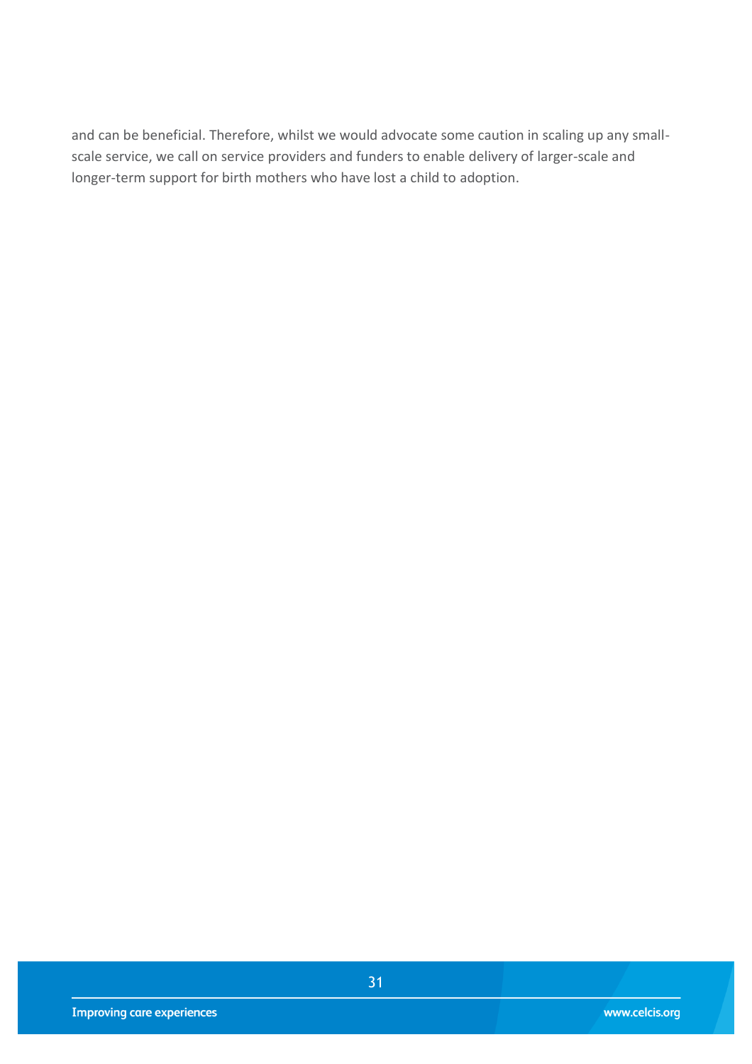and can be beneficial. Therefore, whilst we would advocate some caution in scaling up any small-scale service, we call on service providers and funders to enable delivery of larger-scale and longer-term support for birth mothers who have lost a child to adoption.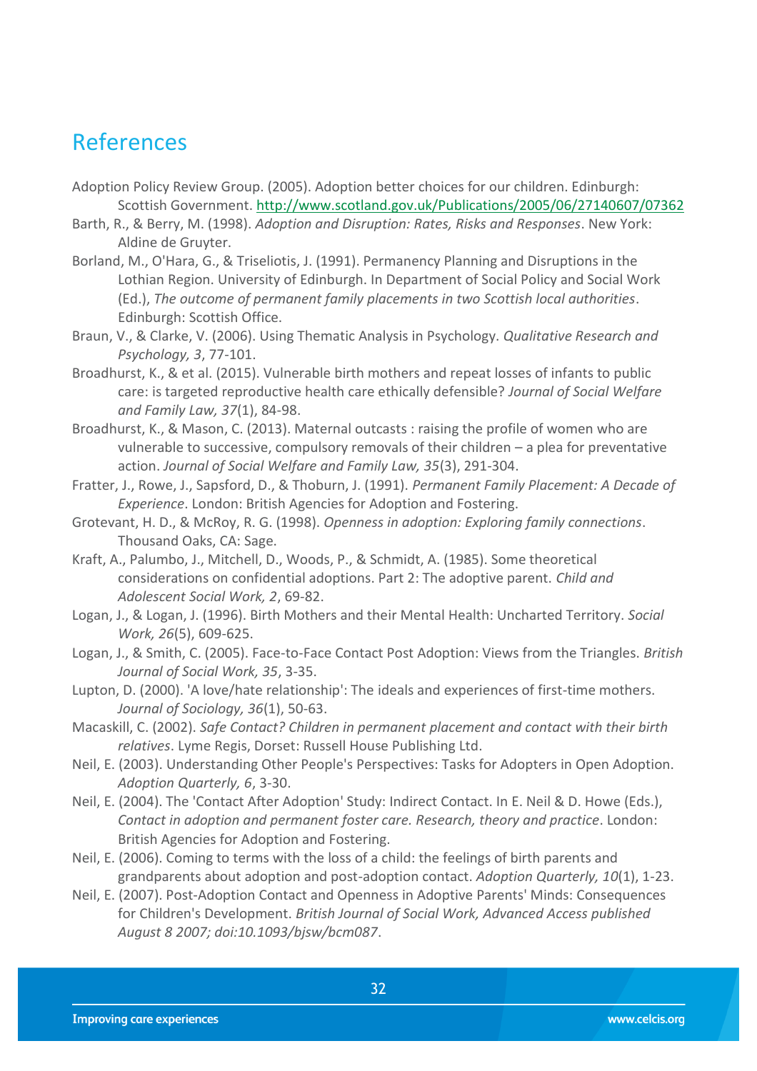# References

Adoption Policy Review Group. (2005). Adoption better choices for our children. Edinburgh: Scottish Government. http://www.scotland.gov.uk/Publications/2005/06/27140607/07362

Barth, R., & Berry, M. (1998). *Adoption and Disruption: Rates, Risks and Responses*. New York: Aldine de Gruyter.

Borland, M., O'Hara, G., & Triseliotis, J. (1991). Permanency Planning and Disruptions in the Lothian Region. University of Edinburgh. In Department of Social Policy and Social Work (Ed.), *The outcome of permanent family placements in two Scottish local authorities*. Edinburgh: Scottish Office.

Braun, V., & Clarke, V. (2006). Using Thematic Analysis in Psychology. *Qualitative Research and Psychology, 3*, 77-101.

Broadhurst, K., & et al. (2015). Vulnerable birth mothers and repeat losses of infants to public care: is targeted reproductive health care ethically defensible? *Journal of Social Welfare and Family Law, 37*(1), 84-98.

Broadhurst, K., & Mason, C. (2013). Maternal outcasts : raising the profile of women who are vulnerable to successive, compulsory removals of their children – a plea for preventative action. *Journal of Social Welfare and Family Law, 35*(3), 291-304.

Fratter, J., Rowe, J., Sapsford, D., & Thoburn, J. (1991). *Permanent Family Placement: A Decade of Experience*. London: British Agencies for Adoption and Fostering.

Grotevant, H. D., & McRoy, R. G. (1998). *Openness in adoption: Exploring family connections*. Thousand Oaks, CA: Sage.

Kraft, A., Palumbo, J., Mitchell, D., Woods, P., & Schmidt, A. (1985). Some theoretical considerations on confidential adoptions. Part 2: The adoptive parent. *Child and Adolescent Social Work, 2*, 69-82.

Logan, J., & Logan, J. (1996). Birth Mothers and their Mental Health: Uncharted Territory. *Social Work, 26*(5), 609-625.

Logan, J., & Smith, C. (2005). Face-to-Face Contact Post Adoption: Views from the Triangles. *British Journal of Social Work, 35*, 3-35.

Lupton, D. (2000). 'A love/hate relationship': The ideals and experiences of first-time mothers. *Journal of Sociology, 36*(1), 50-63.

Macaskill, C. (2002). *Safe Contact? Children in permanent placement and contact with their birth relatives*. Lyme Regis, Dorset: Russell House Publishing Ltd.

Neil, E. (2003). Understanding Other People's Perspectives: Tasks for Adopters in Open Adoption. *Adoption Quarterly, 6*, 3-30.

Neil, E. (2004). The 'Contact After Adoption' Study: Indirect Contact. In E. Neil & D. Howe (Eds.), *Contact in adoption and permanent foster care. Research, theory and practice*. London: British Agencies for Adoption and Fostering.

Neil, E. (2006). Coming to terms with the loss of a child: the feelings of birth parents and grandparents about adoption and post-adoption contact. *Adoption Quarterly, 10*(1), 1-23.

Neil, E. (2007). Post-Adoption Contact and Openness in Adoptive Parents' Minds: Consequences for Children's Development. *British Journal of Social Work, Advanced Access published August 8 2007; doi:10.1093/bjsw/bcm087*.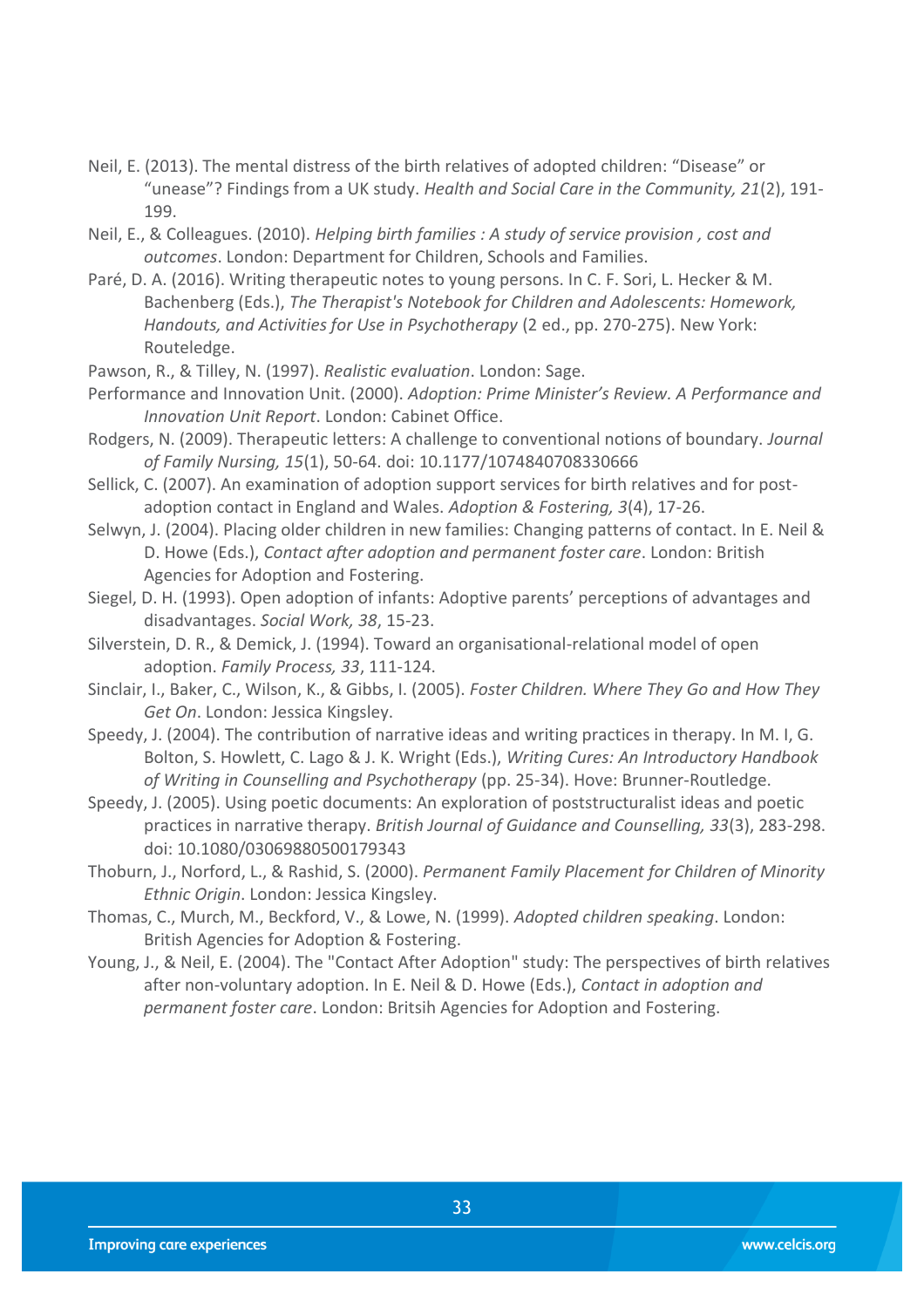Neil, E. (2013). The mental distress of the birth relatives of adopted children: “Disease” or “unease”? Findings from a UK study. *Health and Social Care in the Community, 21*(2), 191-199.

Neil, E., & Colleagues. (2010). *Helping birth families : A study of service provision , cost and outcomes*. London: Department for Children, Schools and Families.

Paré, D. A. (2016). Writing therapeutic notes to young persons. In C. F. Sori, L. Hecker & M. Bachenberg (Eds.), *The Therapist's Notebook for Children and Adolescents: Homework, Handouts, and Activities for Use in Psychotherapy* (2 ed., pp. 270-275). New York: Routeledge.

Pawson, R., & Tilley, N. (1997). *Realistic evaluation*. London: Sage.

Performance and Innovation Unit. (2000). *Adoption: Prime Minister’s Review. A Performance and Innovation Unit Report*. London: Cabinet Office.

Rodgers, N. (2009). Therapeutic letters: A challenge to conventional notions of boundary. *Journal of Family Nursing, 15*(1), 50-64. doi: 10.1177/1074840708330666

Sellick, C. (2007). An examination of adoption support services for birth relatives and for post-adoption contact in England and Wales. *Adoption & Fostering, 3*(4), 17-26.

Selwyn, J. (2004). Placing older children in new families: Changing patterns of contact. In E. Neil & D. Howe (Eds.), *Contact after adoption and permanent foster care*. London: British Agencies for Adoption and Fostering.

Siegel, D. H. (1993). Open adoption of infants: Adoptive parents’ perceptions of advantages and disadvantages. *Social Work, 38*, 15-23.

Silverstein, D. R., & Demick, J. (1994). Toward an organisational-relational model of open adoption. *Family Process, 33*, 111-124.

Sinclair, I., Baker, C., Wilson, K., & Gibbs, I. (2005). *Foster Children. Where They Go and How They Get On*. London: Jessica Kingsley.

Speedy, J. (2004). The contribution of narrative ideas and writing practices in therapy. In M. I, G. Bolton, S. Howlett, C. Lago & J. K. Wright (Eds.), *Writing Cures: An Introductory Handbook of Writing in Counselling and Psychotherapy* (pp. 25-34). Hove: Brunner-Routledge.

Speedy, J. (2005). Using poetic documents: An exploration of poststructuralist ideas and poetic practices in narrative therapy. *British Journal of Guidance and Counselling, 33*(3), 283-298. doi: 10.1080/03069880500179343

Thoburn, J., Norford, L., & Rashid, S. (2000). *Permanent Family Placement for Children of Minority Ethnic Origin*. London: Jessica Kingsley.

Thomas, C., Murch, M., Beckford, V., & Lowe, N. (1999). *Adopted children speaking*. London: British Agencies for Adoption & Fostering.

Young, J., & Neil, E. (2004). The "Contact After Adoption" study: The perspectives of birth relatives after non-voluntary adoption. In E. Neil & D. Howe (Eds.), *Contact in adoption and permanent foster care*. London: Britsih Agencies for Adoption and Fostering.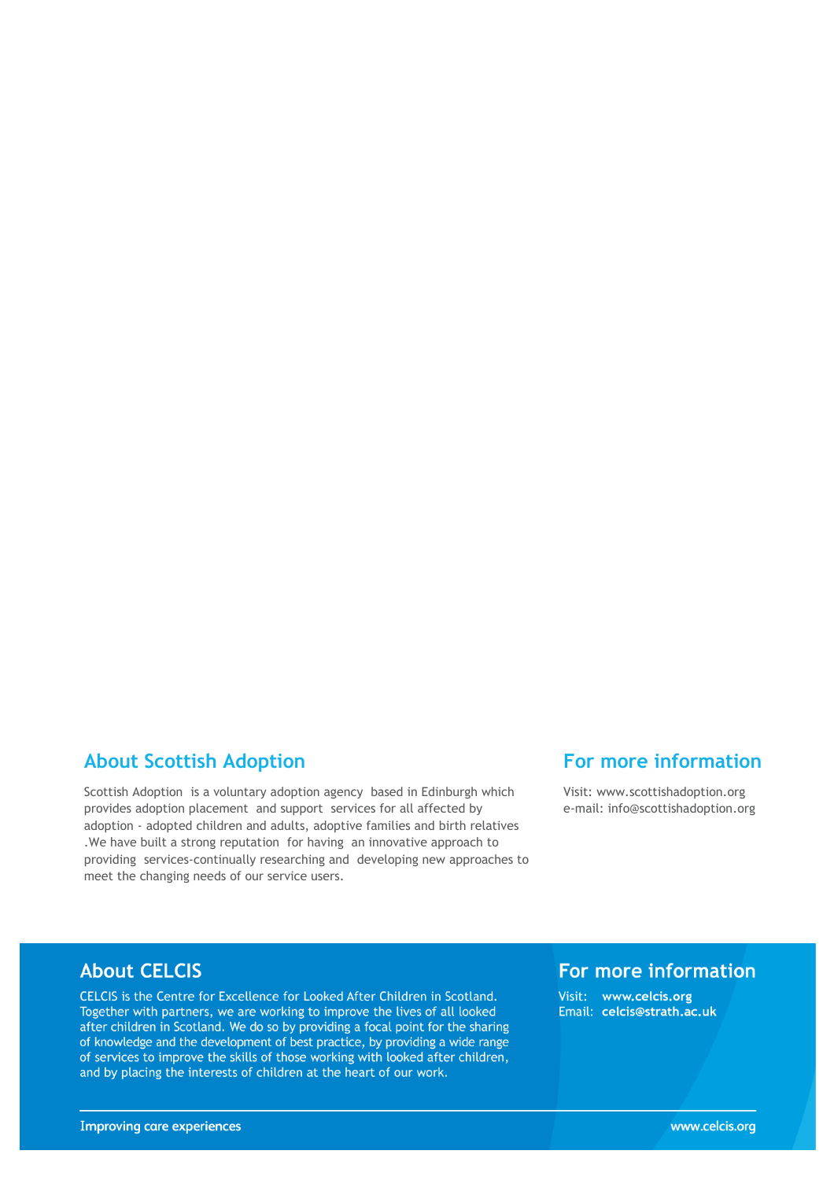## About Scottish Adoption

Scottish Adoption is a voluntary adoption agency based in Edinburgh which provides adoption placement and support services for all affected by adoption - adopted children and adults, adoptive families and birth relatives .We have built a strong reputation for having an innovative approach to providing services-continually researching and developing new approaches to meet the changing needs of our service users.

## For more information

Visit: www.scottishadoption.org
e-mail: info@scottishadoption.org

## About CELCIS

CELCIS is the Centre for Excellence for Looked After Children in Scotland. Together with partners, we are working to improve the lives of all looked after children in Scotland. We do so by providing a focal point for the sharing of knowledge and the development of best practice, by providing a wide range of services to improve the skills of those working with looked after children, and by placing the interests of children at the heart of our work.

## For more information

Visit: **www.celcis.org**
Email: **celcis@strath.ac.uk**

Improving care experiences

www.celcis.org